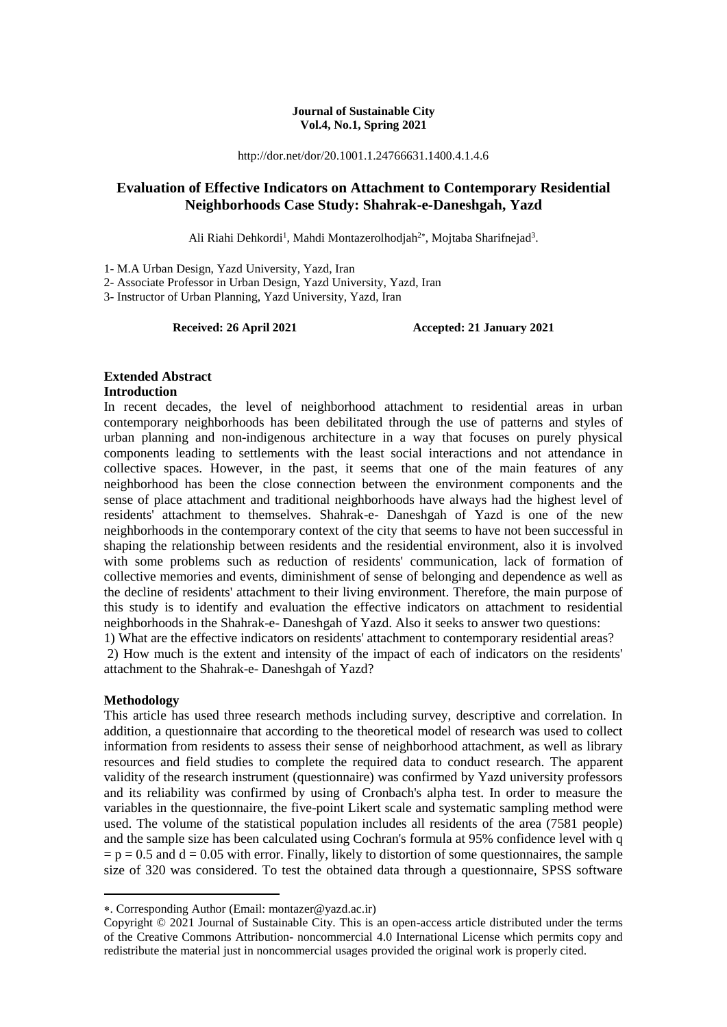**Journal of Sustainable City**
**Vol.4, No.1, Spring 2021**

http://dor.net/dor/20.1001.1.24766631.1400.4.1.4.6

# Evaluation of Effective Indicators on Attachment to Contemporary Residential Neighborhoods Case Study: Shahrak-e-Daneshgah, Yazd

Ali Riahi Dehkordi[1], Mahdi Montazerolhodjah[2*], Mojtaba Sharifnejad[3].

1- M.A Urban Design, Yazd University, Yazd, Iran
2- Associate Professor in Urban Design, Yazd University, Yazd, Iran
3- Instructor of Urban Planning, Yazd University, Yazd, Iran

**Received: 26 April 2021** **Accepted: 21 January 2021**

## Extended Abstract

### Introduction

In recent decades, the level of neighborhood attachment to residential areas in urban contemporary neighborhoods has been debilitated through the use of patterns and styles of urban planning and non-indigenous architecture in a way that focuses on purely physical components leading to settlements with the least social interactions and not attendance in collective spaces. However, in the past, it seems that one of the main features of any neighborhood has been the close connection between the environment components and the sense of place attachment and traditional neighborhoods have always had the highest level of residents' attachment to themselves. Shahrak-e- Daneshgah of Yazd is one of the new neighborhoods in the contemporary context of the city that seems to have not been successful in shaping the relationship between residents and the residential environment, also it is involved with some problems such as reduction of residents' communication, lack of formation of collective memories and events, diminishment of sense of belonging and dependence as well as the decline of residents' attachment to their living environment. Therefore, the main purpose of this study is to identify and evaluation the effective indicators on attachment to residential neighborhoods in the Shahrak-e- Daneshgah of Yazd. Also it seeks to answer two questions:

1) What are the effective indicators on residents' attachment to contemporary residential areas?
2) How much is the extent and intensity of the impact of each of indicators on the residents' attachment to the Shahrak-e- Daneshgah of Yazd?

### Methodology

This article has used three research methods including survey, descriptive and correlation. In addition, a questionnaire that according to the theoretical model of research was used to collect information from residents to assess their sense of neighborhood attachment, as well as library resources and field studies to complete the required data to conduct research. The apparent validity of the research instrument (questionnaire) was confirmed by Yazd university professors and its reliability was confirmed by using of Cronbach's alpha test. In order to measure the variables in the questionnaire, the five-point Likert scale and systematic sampling method were used. The volume of the statistical population includes all residents of the area (7581 people) and the sample size has been calculated using Cochran's formula at 95% confidence level with $q = p = 0.5$ and $d = 0.05$ with error. Finally, likely to distortion of some questionnaires, the sample size of 320 was considered. To test the obtained data through a questionnaire, SPSS software

---

*. Corresponding Author (Email: montazer@yazd.ac.ir)

Copyright © 2021 Journal of Sustainable City. This is an open-access article distributed under the terms of the Creative Commons Attribution- noncommercial 4.0 International License which permits copy and redistribute the material just in noncommercial usages provided the original work is properly cited.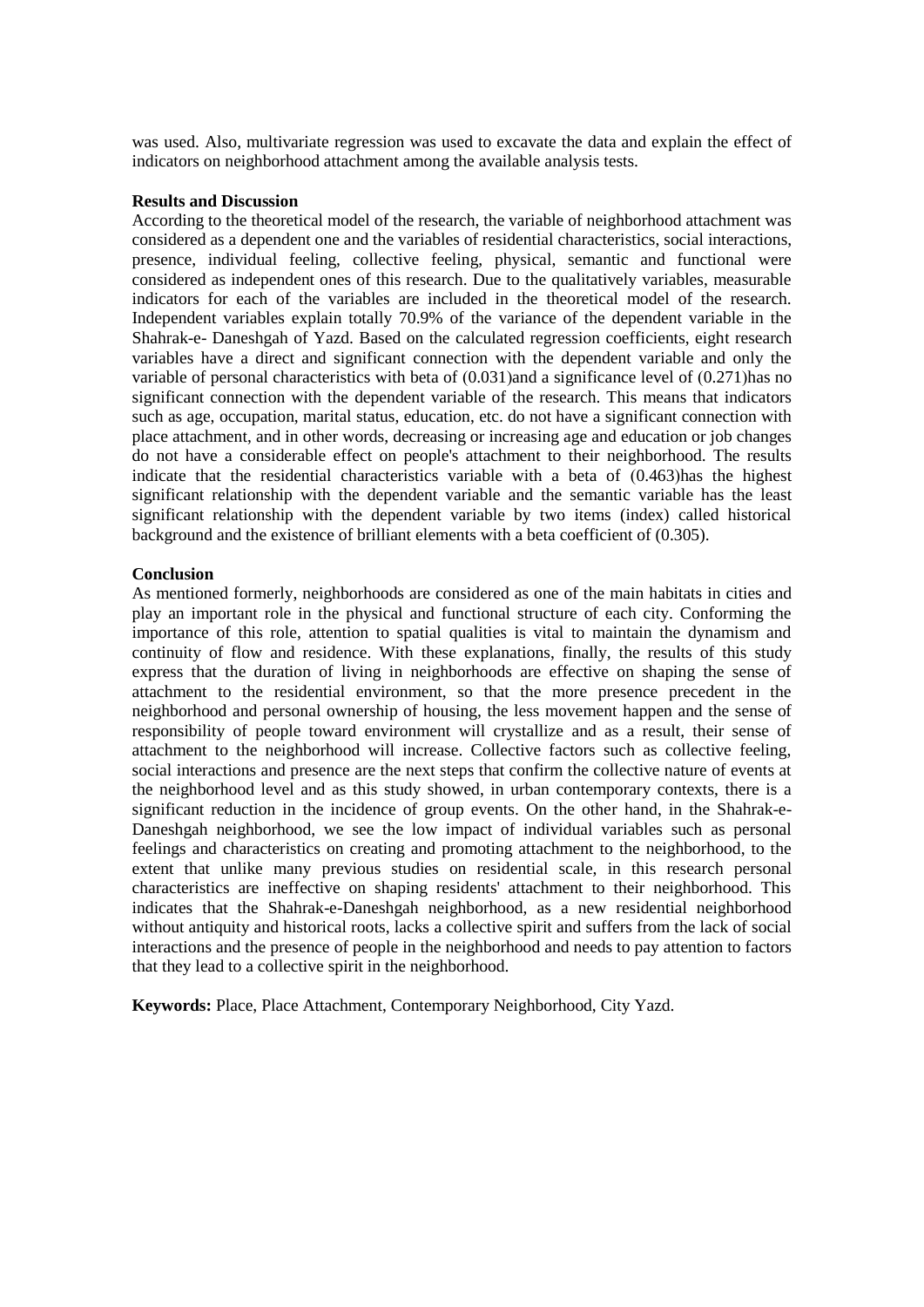was used. Also, multivariate regression was used to excavate the data and explain the effect of indicators on neighborhood attachment among the available analysis tests.

**Results and Discussion**

According to the theoretical model of the research, the variable of neighborhood attachment was considered as a dependent one and the variables of residential characteristics, social interactions, presence, individual feeling, collective feeling, physical, semantic and functional were considered as independent ones of this research. Due to the qualitatively variables, measurable indicators for each of the variables are included in the theoretical model of the research. Independent variables explain totally 70.9% of the variance of the dependent variable in the Shahrak-e- Daneshgah of Yazd. Based on the calculated regression coefficients, eight research variables have a direct and significant connection with the dependent variable and only the variable of personal characteristics with beta of (0.031)and a significance level of (0.271)has no significant connection with the dependent variable of the research. This means that indicators such as age, occupation, marital status, education, etc. do not have a significant connection with place attachment, and in other words, decreasing or increasing age and education or job changes do not have a considerable effect on people's attachment to their neighborhood. The results indicate that the residential characteristics variable with a beta of (0.463)has the highest significant relationship with the dependent variable and the semantic variable has the least significant relationship with the dependent variable by two items (index) called historical background and the existence of brilliant elements with a beta coefficient of (0.305).

**Conclusion**

As mentioned formerly, neighborhoods are considered as one of the main habitats in cities and play an important role in the physical and functional structure of each city. Conforming the importance of this role, attention to spatial qualities is vital to maintain the dynamism and continuity of flow and residence. With these explanations, finally, the results of this study express that the duration of living in neighborhoods are effective on shaping the sense of attachment to the residential environment, so that the more presence precedent in the neighborhood and personal ownership of housing, the less movement happen and the sense of responsibility of people toward environment will crystallize and as a result, their sense of attachment to the neighborhood will increase. Collective factors such as collective feeling, social interactions and presence are the next steps that confirm the collective nature of events at the neighborhood level and as this study showed, in urban contemporary contexts, there is a significant reduction in the incidence of group events. On the other hand, in the Shahrak-e-Daneshgah neighborhood, we see the low impact of individual variables such as personal feelings and characteristics on creating and promoting attachment to the neighborhood, to the extent that unlike many previous studies on residential scale, in this research personal characteristics are ineffective on shaping residents' attachment to their neighborhood. This indicates that the Shahrak-e-Daneshgah neighborhood, as a new residential neighborhood without antiquity and historical roots, lacks a collective spirit and suffers from the lack of social interactions and the presence of people in the neighborhood and needs to pay attention to factors that they lead to a collective spirit in the neighborhood.

**Keywords:** Place, Place Attachment, Contemporary Neighborhood, City Yazd.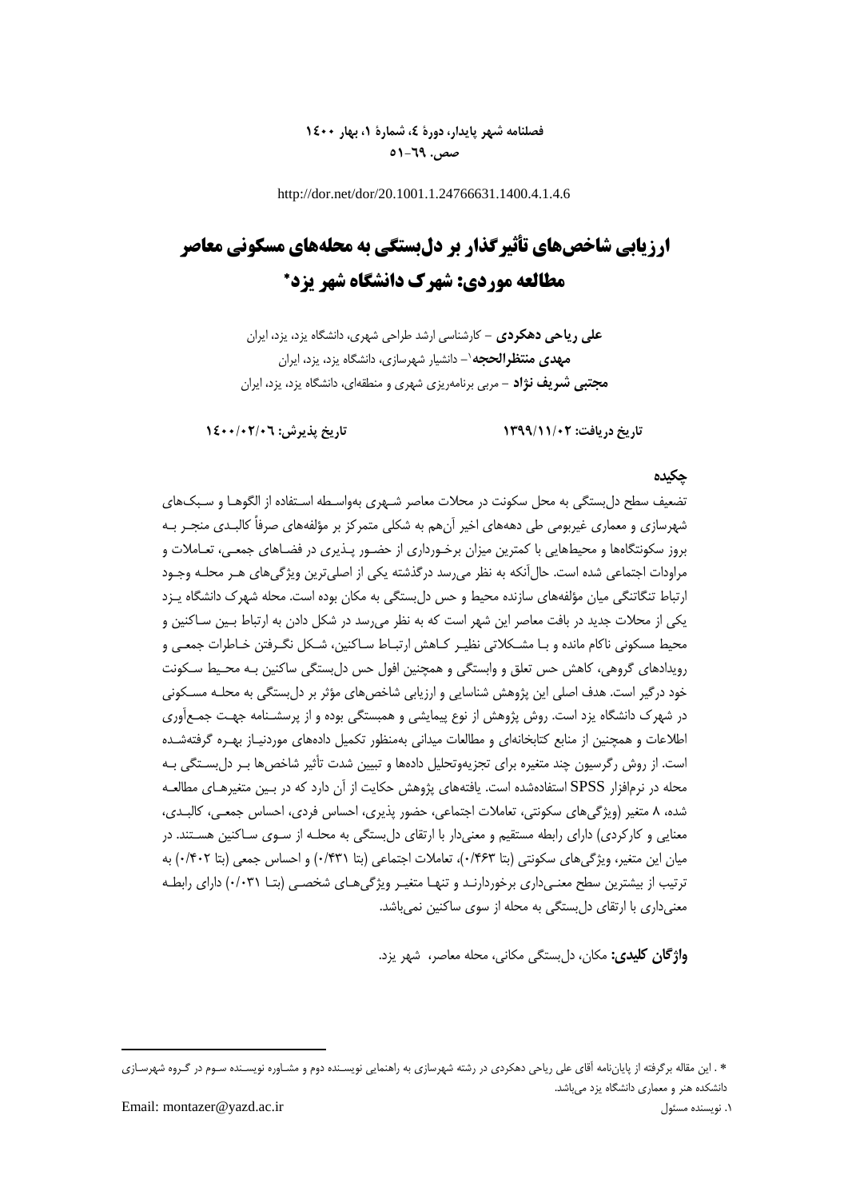http://dor.net/dor/20.1001.1.24766631.1400.4.1.4.6

# ارزیابی شاخص‌های تأثیرگذار بر دل‌بستگی به محله‌های مسکونی معاصر مطالعه موردی: شهرک دانشگاه شهر یزد*

**علی ریاحی دهکردی** – کارشناسی ارشد طراحی شهری، دانشگاه یزد، یزد، ایران

**مهدی منتظرالحجه**[1]– دانشیار شهرسازی، دانشگاه یزد، یزد، ایران

**مجتبی شریف نژاد** – مربی برنامه‌ریزی شهری و منطقه‌ای، دانشگاه یزد، یزد، ایران

**تاریخ دریافت: ۱۳۹۹/۱۱/۰۲** **تاریخ پذیرش: ۱۴۰۰/۰۲/۰۶**

## چکیده

تضعیف سطح دل‌بستگی به محل سکونت در محلات معاصر شهری به‌واسطه استفاده از الگوها و سبک‌های شهرسازی و معماری غیربومی طی دهه‌های اخیر آن‌هم به شکلی متمرکز بر مؤلفه‌های صرفاً کالبدی منجر به بروز سکونتگاه‌ها و محیط‌هایی با کمترین میزان برخورداری از حضور پذیری در فضاهای جمعی، تعاملات و مراودات اجتماعی شده است. حال‌آنکه به نظر می‌رسد درگذشته یکی از اصلی‌ترین ویژگی‌های هر محله وجود ارتباط تنگاتنگی میان مؤلفه‌های سازنده محیط و حس دل‌بستگی به مکان بوده است. محله شهرک دانشگاه یزد یکی از محلات جدید در بافت معاصر این شهر است که به نظر می‌رسد در شکل دادن به ارتباط بین ساکنین و محیط مسکونی ناکام مانده و با مشکلاتی نظیر کاهش ارتباط ساکنین، شکل نگرفتن خاطرات جمعی و رویدادهای گروهی، کاهش حس تعلق و وابستگی و همچنین افول حس دل‌بستگی ساکنین به محیط سکونت خود درگیر است. هدف اصلی این پژوهش شناسایی و ارزیابی شاخص‌های مؤثر بر دل‌بستگی به محله مسکونی در شهرک دانشگاه یزد است. روش پژوهش از نوع پیمایشی و همبستگی بوده و از پرسشنامه جهت جمع‌آوری اطلاعات و همچنین از منابع کتابخانه‌ای و مطالعات میدانی به‌منظور تکمیل داده‌های موردنیاز بهره گرفته‌شده است. از روش رگرسیون چند متغیره برای تجزیه‌وتحلیل داده‌ها و تبیین شدت تأثیر شاخص‌ها بر دل‌بستگی به محله در نرم‌افزار SPSS استفاده‌شده است. یافته‌های پژوهش حکایت از آن دارد که در بین متغیرهای مطالعه شده، ۸ متغیر (ویژگی‌های سکونتی، تعاملات اجتماعی، حضور پذیری، احساس فردی، احساس جمعی، کالبدی، معنایی و کارکردی) دارای رابطه مستقیم و معنی‌دار با ارتقای دل‌بستگی به محله از سوی ساکنین هستند. در میان این متغیر، ویژگی‌های سکونتی (بتا ۰/۴۶۳)، تعاملات اجتماعی (بتا ۰/۴۳۱) و احساس جمعی (بتا ۰/۴۰۲) به ترتیب از بیشترین سطح معنی‌داری برخوردارند و تنها متغیر ویژگی‌های شخصی (بتا ۰/۰۳۱) دارای رابطه معنی‌داری با ارتقای دل‌بستگی به محله از سوی ساکنین نمی‌باشد.

**واژگان کلیدی:** مکان، دل‌بستگی مکانی، محله معاصر، شهر یزد.

---

* . این مقاله برگرفته از پایان‌نامه آقای علی ریاحی دهکردی در رشته شهرسازی به راهنمایی نویسنده دوم و مشاوره نویسنده سوم در گروه شهرسازی دانشکده هنر و معماری دانشگاه یزد می‌باشد.

۱. نویسنده مسئول Email: montazer@yazd.ac.ir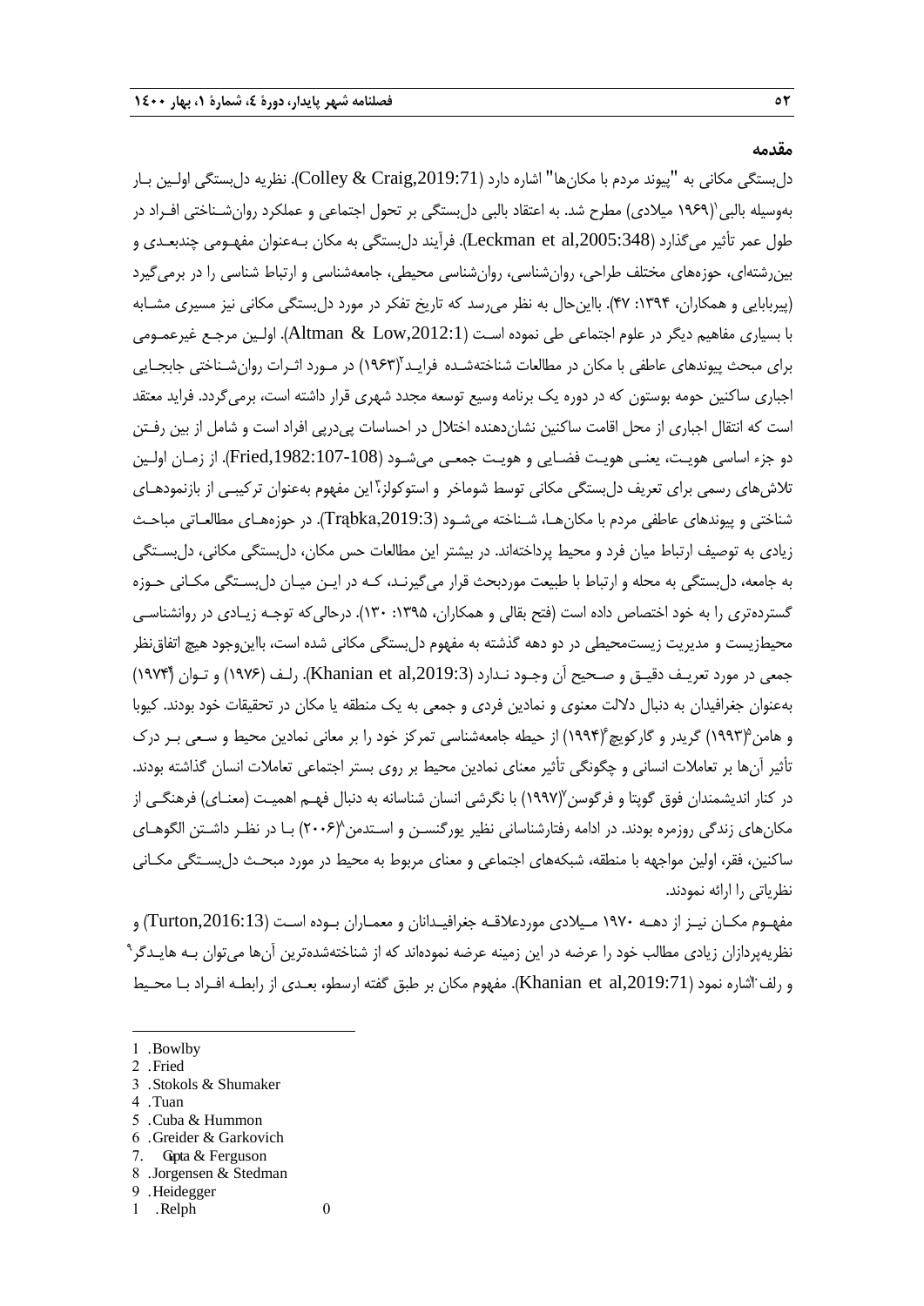## مقدمه

دل‌بستگی مکانی به "پیوند مردم با مکان‌ها" اشاره دارد (Colley & Craig,2019:71). نظریه دل‌بستگی اولین بار به‌وسیله بالبی[1](۱۹۶۹ میلادی) مطرح شد. به اعتقاد بالبی دل‌بستگی بر تحول اجتماعی و عملکرد روان‌شناختی افراد در طول عمر تأثیر می‌گذارد (Leckman et al,2005:348). فرآیند دل‌بستگی به مکان به‌عنوان مفهومی چندبعدی و بین‌رشته‌ای، حوزه‌های مختلف طراحی، روان‌شناسی، روان‌شناسی محیطی، جامعه‌شناسی و ارتباط شناسی را در برمی‌گیرد (پیربابایی و همکاران، ۱۳۹۴: ۴۷). بااین‌حال به نظر می‌رسد که تاریخ تفکر در مورد دل‌بستگی مکانی نیز مسیری مشابه با بسیاری مفاهیم دیگر در علوم اجتماعی طی نموده است (Altman & Low,2012:1). اولین مرجع غیرعمومی برای مبحث پیوندهای عاطفی با مکان در مطالعات شناخته‌شده فراید[2](۱۹۶۳) در مورد اثرات روان‌شناختی جابجایی اجباری ساکنین حومه بوستون که در دوره یک برنامه وسیع توسعه مجدد شهری قرار داشته است، برمی‌گردد. فراید معتقد است که انتقال اجباری از محل اقامت ساکنین نشان‌دهنده اختلال در احساسات پی‌درپی افراد است و شامل از بین رفتن دو جزء اساسی هویت، یعنی هویت فضایی و هویت جمعی می‌شود (Fried,1982:107-108). از زمان اولین تلاش‌های رسمی برای تعریف دل‌بستگی مکانی توسط شوماخر و استوکولز[3] این مفهوم به‌عنوان ترکیبی از بازنمودهای شناختی و پیوندهای عاطفی مردم با مکان‌ها، شناخته می‌شود (Trąbka,2019:3). در حوزه‌های مطالعاتی مباحث زیادی به توصیف ارتباط میان فرد و محیط پرداخته‌اند. در بیشتر این مطالعات حس مکان، دل‌بستگی مکانی، دل‌بستگی به جامعه، دل‌بستگی به محله و ارتباط با طبیعت موردبحث قرار می‌گیرند، که در این میان دل‌بستگی مکانی حوزه گسترده‌تری را به خود اختصاص داده است (فتح بقالی و همکاران، ۱۳۹۵: ۱۳۰). درحالی‌که توجه زیادی در روانشناسی محیط‌زیست و مدیریت زیست‌محیطی در دو دهه گذشته به مفهوم دل‌بستگی مکانی شده است، بااین‌وجود هیچ اتفاق‌نظر جمعی در مورد تعریف دقیق و صحیح آن وجود ندارد (Khanian et al,2019:3). رلف (۱۹۷۶) و توان[4](۱۹۷۴) به‌عنوان جغرافیدان به دنبال دلالت معنوی و نمادین فردی و جمعی به یک منطقه یا مکان در تحقیقات خود بودند. کیوبا و هامن[5](۱۹۹۳) گریدر و گارکویچ[6](۱۹۹۴) از حیطه جامعه‌شناسی تمرکز خود را بر معانی نمادین محیط و سعی بر درک تأثیر آن‌ها بر تعاملات انسانی و چگونگی تأثیر معنای نمادین محیط بر روی بستر اجتماعی تعاملات انسان گذاشته بودند. در کنار اندیشمندان فوق گوپتا و فرگوسن[7](۱۹۹۷) با نگرشی انسان شناسانه به دنبال فهم اهمیت (معنای) فرهنگی از مکان‌های زندگی روزمره بودند. در ادامه رفتارشناسانی نظیر یورگنسن و استدمن[8](۲۰۰۶) با در نظر داشتن الگوهای ساکنین، فقر، اولین مواجهه با منطقه، شبکه‌های اجتماعی و معنای مربوط به محیط در مورد مبحث دل‌بستگی مکانی نظریاتی را ارائه نمودند.

مفهوم مکان نیز از دهه ۱۹۷۰ میلادی موردعلاقه جغرافیدانان و معماران بوده است (Turton,2016:13) و نظریه‌پردازان زیادی مطالب خود را عرضه در این زمینه عرضه نموده‌اند که از شناخته‌شده‌ترین آن‌ها می‌توان به هایدگر[9] و رلف[10] اشاره نمود (Khanian et al,2019:71). مفهوم مکان بر طبق گفته ارسطو، بعدی از رابطه افراد با محیط

---

1 .Bowlby
2 .Fried
3 .Stokols & Shumaker
4 .Tuan
5 .Cuba & Hummon
6 .Greider & Garkovich
7. Gupta & Ferguson
8 .Jorgensen & Stedman
9 .Heidegger
10 .Relph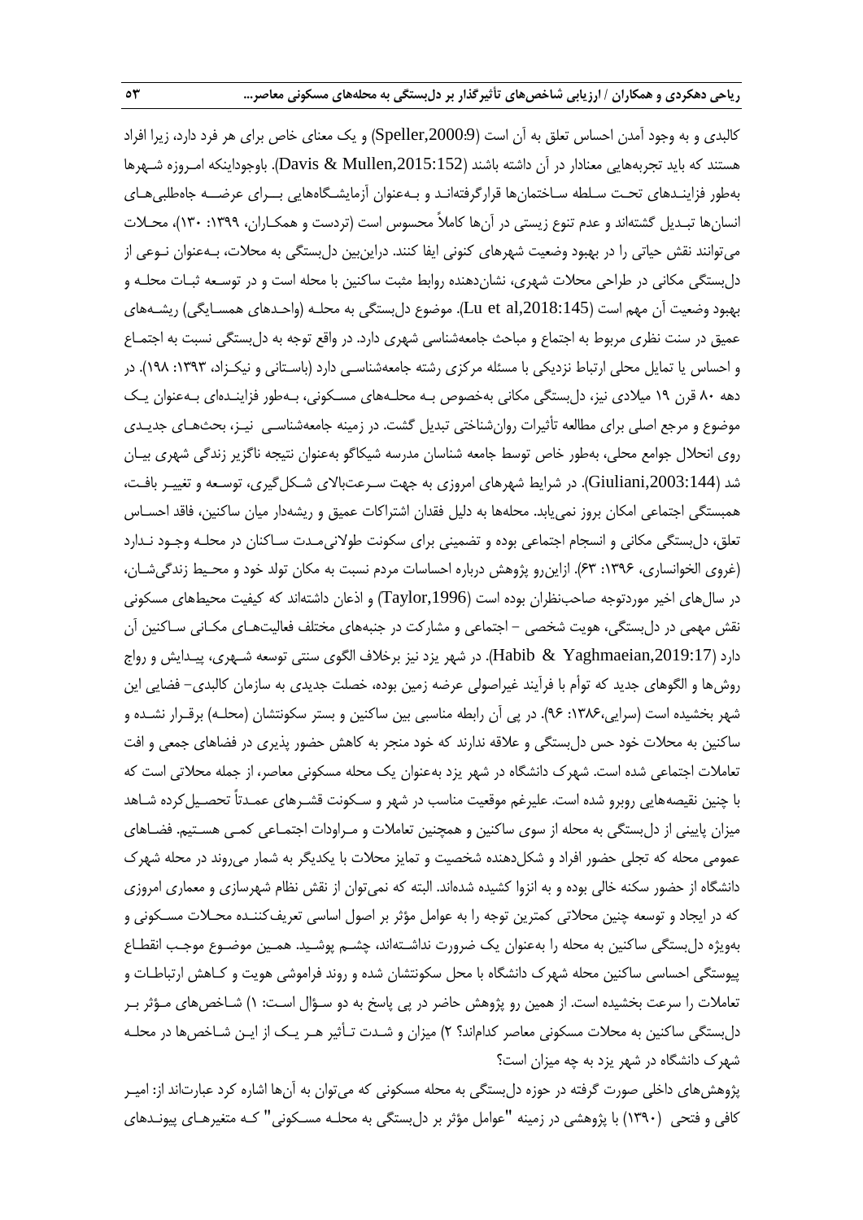کالبدی و به وجود آمدن احساس تعلق به آن است (Speller,2000:9) و یک معنای خاص برای هر فرد دارد، زیرا افراد هستند که باید تجربه‌هایی معنادار در آن داشته باشند (Davis & Mullen,2015:152). باوجوداینکه امروزه شهرها به‌طور فزاینده‌ای تحت سلطه ساختمان‌ها قرارگرفته‌اند و به‌عنوان آزمایشگاه‌هایی برای عرضه جاه‌طلبی‌های انسان‌ها تبدیل گشته‌اند و عدم تنوع زیستی در آن‌ها کاملاً محسوس است (تردست و همکاران، ۱۳۹۹: ۱۳۰)، محلات می‌توانند نقش حیاتی را در بهبود وضعیت شهرهای کنونی ایفا کنند. دراین‌بین دل‌بستگی به محلات، به‌عنوان نوعی از دل‌بستگی مکانی در طراحی محلات شهری، نشان‌دهنده روابط مثبت ساکنین با محله است و در توسعه ثبات محله و بهبود وضعیت آن مهم است (Lu et al,2018:145). موضوع دل‌بستگی به محله (واحدهای همسایگی) ریشه‌های عمیق در سنت نظری مربوط به اجتماع و مباحث جامعه‌شناسی شهری دارد. در واقع توجه به دل‌بستگی نسبت به اجتماع و احساس یا تمایل محلی ارتباط نزدیکی با مسئله مرکزی رشته جامعه‌شناسی دارد (باستانی و نیکزاد، ۱۳۹۳: ۱۹۸). در دهه ۸۰ قرن ۱۹ میلادی نیز، دل‌بستگی مکانی به‌خصوص به محله‌های مسکونی، به‌طور فزاینده‌ای به‌عنوان یک موضوع و مرجع اصلی برای مطالعه تأثیرات روان‌شناختی تبدیل گشت. در زمینه جامعه‌شناسی نیز، بحث‌های جدیدی روی انحلال جوامع محلی، به‌طور خاص توسط جامعه شناسان مدرسه شیکاگو به‌عنوان نتیجه ناگزیر زندگی شهری بیان شد (Giuliani,2003:144). در شرایط شهرهای امروزی به جهت سرعت‌بالای شکل‌گیری، توسعه و تغییر بافت، همبستگی اجتماعی امکان بروز نمی‌یابد. محله‌ها به دلیل فقدان اشتراکات عمیق و ریشه‌دار میان ساکنین، فاقد احساس تعلق، دل‌بستگی مکانی و انسجام اجتماعی بوده و تضمینی برای سکونت طولانی‌مدت ساکنان در محله وجود ندارد (غروی الخوانساری، ۱۳۹۶: ۶۳). ازاین‌رو پژوهش درباره احساسات مردم نسبت به مکان تولد خود و محیط زندگی‌شان، در سال‌های اخیر موردتوجه صاحب‌نظران بوده است (Taylor,1996) و اذعان داشته‌اند که کیفیت محیط‌های مسکونی نقش مهمی در دل‌بستگی، هویت شخصی – اجتماعی و مشارکت در جنبه‌های مختلف فعالیت‌های مکانی ساکنین آن دارد (Habib & Yaghmaeian,2019:17). در شهر یزد نیز برخلاف الگوی سنتی توسعه شهری، پیدایش و رواج روش‌ها و الگوهای جدید که توأم با فرآیند غیراصولی عرضه زمین بوده، خصلت جدیدی به سازمان کالبدی– فضایی این شهر بخشیده است (سرایی،۱۳۸۶: ۹۶). در پی آن رابطه مناسبی بین ساکنین و بستر سکونتشان (محله) برقرار نشده و ساکنین به محلات خود حس دل‌بستگی و علاقه ندارند که خود منجر به کاهش حضور پذیری در فضاهای جمعی و افت تعاملات اجتماعی شده است. شهرک دانشگاه در شهر یزد به‌عنوان یک محله مسکونی معاصر، از جمله محلاتی است که با چنین نقیصه‌هایی روبرو شده است. علیرغم موقعیت مناسب در شهر و سکونت قشرهای عمدتاً تحصیل‌کرده شاهد میزان پایینی از دل‌بستگی به محله از سوی ساکنین و همچنین تعاملات و مراودات اجتماعی کمی هستیم. فضاهای عمومی محله که تجلی حضور افراد و شکل‌دهنده شخصیت و تمایز محلات با یکدیگر به شمار می‌روند در محله شهرک دانشگاه از حضور سکنه خالی بوده و به انزوا کشیده شده‌اند. البته که نمی‌توان از نقش نظام شهرسازی و معماری امروزی که در ایجاد و توسعه چنین محلاتی کمترین توجه را به عوامل مؤثر بر اصول اساسی تعریف‌کننده محلات مسکونی و به‌ویژه دل‌بستگی ساکنین به محله را به‌عنوان یک ضرورت نداشته‌اند، چشم پوشید. همین موضوع موجب انقطاع پیوستگی احساسی ساکنین محله شهرک دانشگاه با محل سکونتشان شده و روند فراموشی هویت و کاهش ارتباطات و تعاملات را سرعت بخشیده است. از همین رو پژوهش حاضر در پی پاسخ به دو سؤال است: ۱) شاخص‌های مؤثر بر دل‌بستگی ساکنین به محلات مسکونی معاصر کدام‌اند؟ ۲) میزان و شدت تأثیر هر یک از این شاخص‌ها در محله شهرک دانشگاه در شهر یزد به چه میزان است؟

پژوهش‌های داخلی صورت گرفته در حوزه دل‌بستگی به محله مسکونی که می‌توان به آن‌ها اشاره کرد عبارت‌اند از: امیر کافی و فتحی (۱۳۹۰) با پژوهشی در زمینه "عوامل مؤثر بر دل‌بستگی به محله مسکونی" که متغیرهای پیوندهای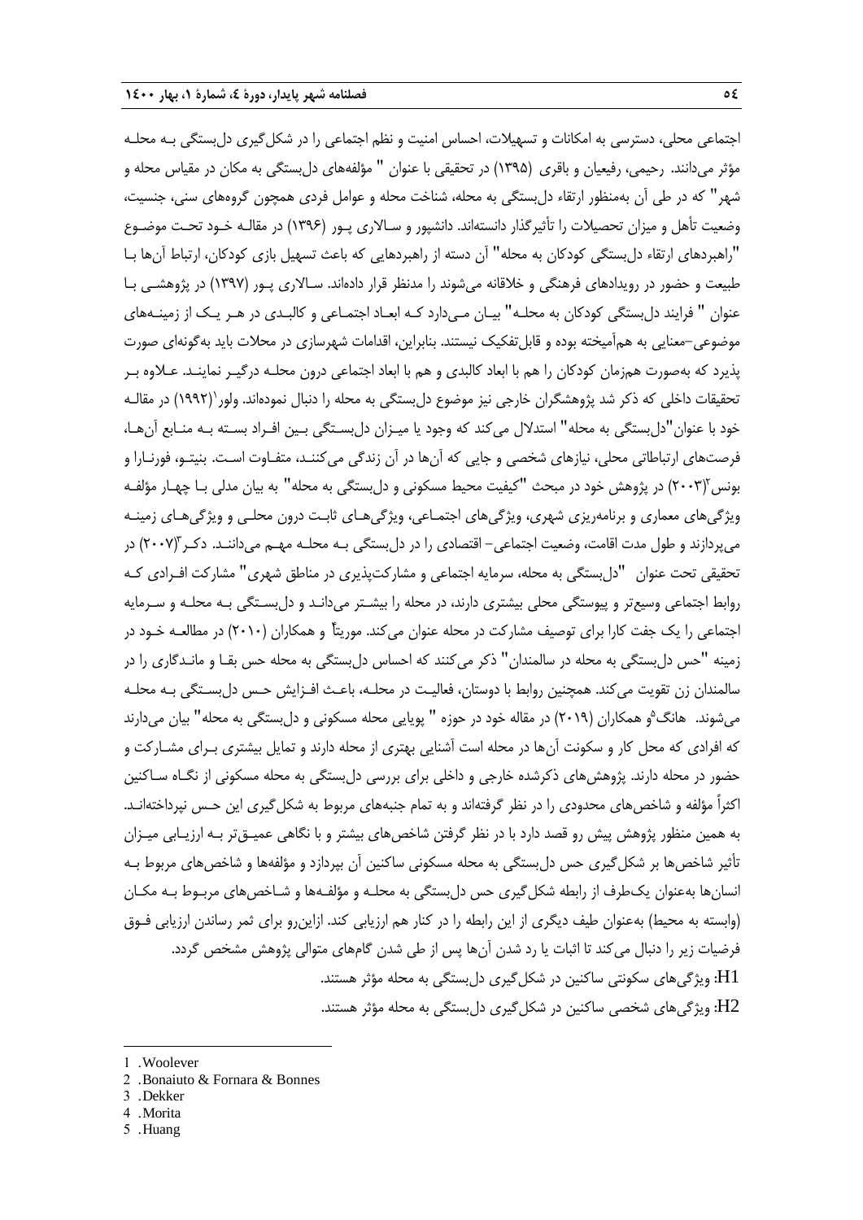اجتماعی محلی، دسترسی به امکانات و تسهیلات، احساس امنیت و نظم اجتماعی را در شکل‌گیری دل‌بستگی بـه محلـه مؤثر می‌دانند. رحیمی، رفیعیان و باقری (۱۳۹۵) در تحقیقی با عنوان " مؤلفه‌های دل‌بستگی به مکان در مقیاس محله و شهر" که در طی آن به‌منظور ارتقاء دل‌بستگی به محله، شناخت محله و عوامل فردی همچون گروه‌های سنی، جنسیت، وضعیت تأهل و میزان تحصیلات را تأثیرگذار دانسته‌اند. دانشپور و سـالاری پـور (۱۳۹۶) در مقالـه خـود تحـت موضـوع "راهبردهای ارتقاء دل‌بستگی کودکان به محله" آن دسته از راهبردهایی که باعث تسهیل بازی کودکان، ارتباط آن‌ها بـا طبیعت و حضور در رویدادهای فرهنگی و خلاقانه می‌شوند را مدنظر قرار داده‌اند. سـالاری پـور (۱۳۹۷) در پژوهشـی بـا عنوان " فرایند دل‌بستگی کودکان به محلـه" بیـان مـی‌دارد کـه ابعـاد اجتمـاعی و کالبـدی در هـر یـک از زمینـه‌های موضوعی-معنایی به هم‌آمیخته بوده و قابل‌تفکیک نیستند. بنابراین، اقدامات شهرسازی در محلات باید به‌گونه‌ای صورت پذیرد که به‌صورت هم‌زمان کودکان را هم با ابعاد کالبدی و هم با ابعاد اجتماعی درون محلـه درگیـر نماینـد. عـلاوه بـر تحقیقات داخلی که ذکر شد پژوهشگران خارجی نیز موضوع دل‌بستگی به محله را دنبال نموده‌اند. ولور[1](۱۹۹۲) در مقالـه خود با عنوان "دل‌بستگی به محله" استدلال می‌کند که وجود یا میـزان دل‌بسـتگی بـین افـراد بسـته بـه منـابع آن‌هـا، فرصت‌های ارتباطاتی محلی، نیازهای شخصی و جایی که آن‌ها در آن زندگی می‌کننـد، متفـاوت اسـت. بنیتـو، فورنـارا و بونس[2](۲۰۰۳) در پژوهش خود در مبحث "کیفیت محیط مسکونی و دل‌بستگی به محله" به بیان مدلی بـا چهـار مؤلفـه ویژگی‌های معماری و برنامه‌ریزی شهری، ویژگی‌های اجتمـاعی، ویژگی‌هـای ثابـت درون محلـی و ویژگی‌هـای زمینـه می‌پردازند و طول مدت اقامت، وضعیت اجتماعی- اقتصادی را در دل‌بستگی بـه محلـه مهـم می‌داننـد. دکـر[3](۲۰۰۷) در تحقیقی تحت عنوان "دل‌بستگی به محله، سرمایه اجتماعی و مشارکت‌پذیری در مناطق شهری" مشارکت افـرادی کـه روابط اجتماعی وسیع‌تر و پیوستگی محلی بیشتری دارند، در محله را بیشـتر می‌دانـد و دل‌بسـتگی بـه محلـه و سـرمایه اجتماعی را یک جفت کارا برای توصیف مشارکت در محله عنوان می‌کند. موریتاً[4] و همکاران (۲۰۱۰) در مطالعـه خـود در زمینه "حس دل‌بستگی به محله در سالمندان" ذکر می‌کنند که احساس دل‌بستگی به محله حس بقـا و مانـدگاری را در سالمندان زن تقویت می‌کند. همچنین روابط با دوستان، فعالیـت در محلـه، باعـث افـزایش حـس دل‌بسـتگی بـه محلـه می‌شوند. هانگ[5]و همکاران (۲۰۱۹) در مقاله خود در حوزه " پویایی محله مسکونی و دل‌بستگی به محله" بیان می‌دارند که افرادی که محل کار و سکونت آن‌ها در محله است آشنایی بهتری از محله دارند و تمایل بیشتری بـرای مشـارکت و حضور در محله دارند. پژوهش‌های ذکرشده خارجی و داخلی برای بررسی دل‌بستگی به محله مسکونی از نگـاه سـاکنین اکثراً مؤلفه و شاخص‌های محدودی را در نظر گرفته‌اند و به تمام جنبه‌های مربوط به شکل‌گیری این حـس نپرداخته‌انـد. به همین منظور پژوهش پیش رو قصد دارد با در نظر گرفتن شاخص‌های بیشتر و با نگاهی عمیـق‌تر بـه ارزیـابی میـزان تأثیر شاخص‌ها بر شکل‌گیری حس دل‌بستگی به محله مسکونی ساکنین آن بپردازد و مؤلفه‌ها و شاخص‌های مربوط بـه انسان‌ها به‌عنوان یک‌طرف از رابطه شکل‌گیری حس دل‌بستگی به محلـه و مؤلفـه‌ها و شـاخص‌های مربـوط بـه مکـان (وابسته به محیط) به‌عنوان طیف دیگری از این رابطه را در کنار هم ارزیابی کند. ازاین‌رو برای ثمر رساندن ارزیابی فـوق فرضیات زیر را دنبال می‌کند تا اثبات یا رد شدن آن‌ها پس از طی شدن گام‌های متوالی پژوهش مشخص گردد.

H1: ویژگی‌های سکونتی ساکنین در شکل‌گیری دل‌بستگی به محله مؤثر هستند.

H2: ویژگی‌های شخصی ساکنین در شکل‌گیری دل‌بستگی به محله مؤثر هستند.

---

1 .Woolever

2 .Bonaiuto & Fornara & Bonnes

3 .Dekker

4 .Morita

5 .Huang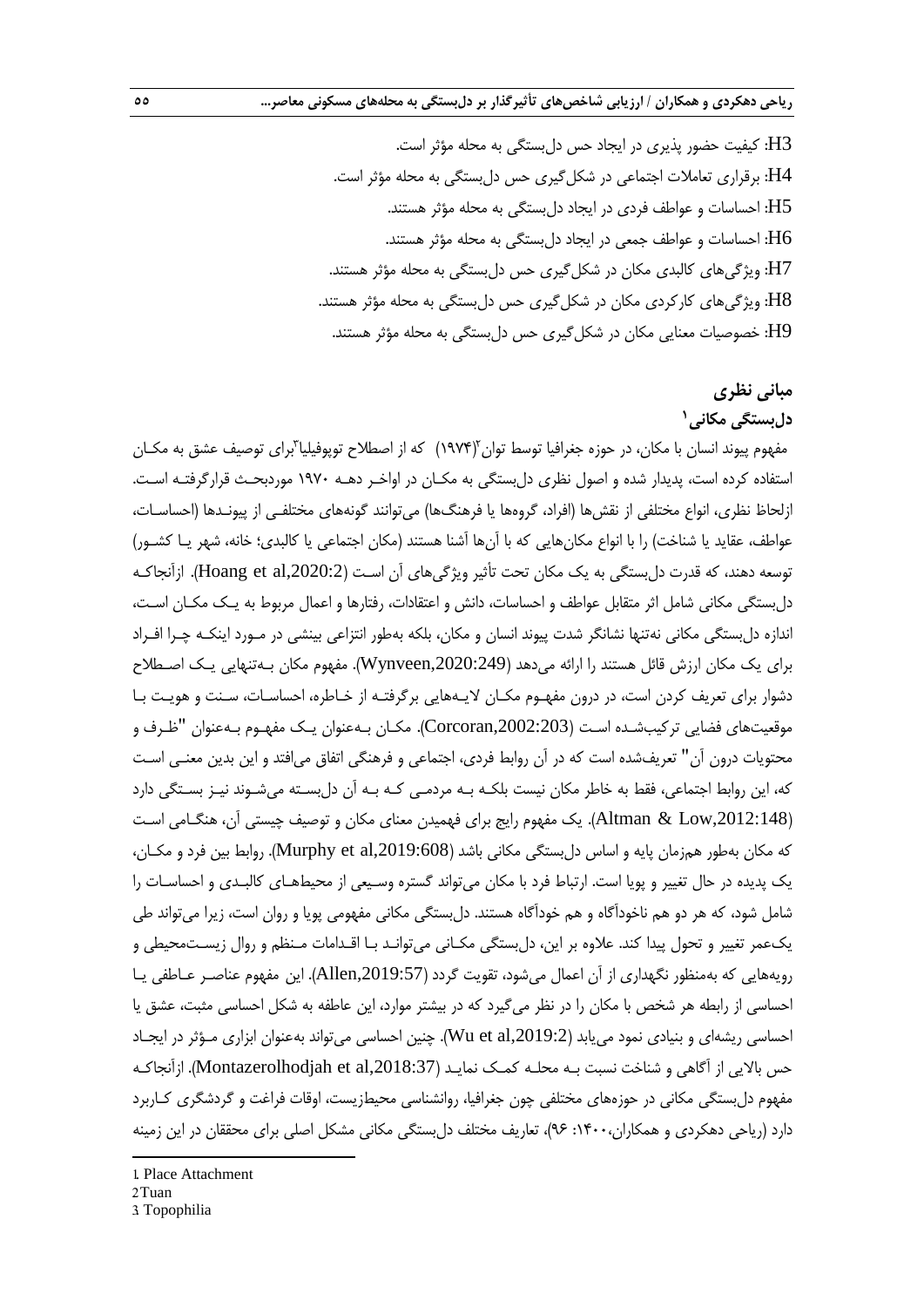H3: کیفیت حضور پذیری در ایجاد حس دل‌بستگی به محله مؤثر است.

H4: برقراری تعاملات اجتماعی در شکل‌گیری حس دل‌بستگی به محله مؤثر است.

H5: احساسات و عواطف فردی در ایجاد دل‌بستگی به محله مؤثر هستند.

H6: احساسات و عواطف جمعی در ایجاد دل‌بستگی به محله مؤثر هستند.

H7: ویژگی‌های کالبدی مکان در شکل‌گیری حس دل‌بستگی به محله مؤثر هستند.

H8: ویژگی‌های کارکردی مکان در شکل‌گیری حس دل‌بستگی به محله مؤثر هستند.

H9: خصوصیات معنایی مکان در شکل‌گیری حس دل‌بستگی به محله مؤثر هستند.

## مبانی نظری

### دل‌بستگی مکانی[1]

مفهوم پیوند انسان با مکان، در حوزه جغرافیا توسط توان[2](۱۹۷۴) که از اصطلاح توپوفیلیا[3]برای توصیف عشق به مکان استفاده کرده است، پدیدار شده و اصول نظری دل‌بستگی به مکان در اواخر دهه ۱۹۷۰ موردبحث قرارگرفته است. ازلحاظ نظری، انواع مختلفی از نقش‌ها (افراد، گروه‌ها یا فرهنگ‌ها) می‌توانند گونه‌های مختلفی از پیوندها (احساسات، عواطف، عقاید یا شناخت) را با انواع مکان‌هایی که با آن‌ها آشنا هستند (مکان اجتماعی یا کالبدی؛ خانه، شهر یا کشور) توسعه دهند، که قدرت دل‌بستگی به یک مکان تحت تأثیر ویژگی‌های آن است (Hoang et al,2020:2). ازآنجاکه دل‌بستگی مکانی شامل اثر متقابل عواطف و احساسات، دانش و اعتقادات، رفتارها و اعمال مربوط به یک مکان است، اندازه دل‌بستگی مکانی نه‌تنها نشانگر شدت پیوند انسان و مکان، بلکه به‌طور انتزاعی بینشی در مورد اینکه چرا افراد برای یک مکان ارزش قائل هستند را ارائه می‌دهد (Wynveen,2020:249). مفهوم مکان به‌تنهایی یک اصطلاح دشوار برای تعریف کردن است، در درون مفهوم مکان لایه‌هایی برگرفته از خاطره، احساسات، سنت و هویت با موقعیت‌های فضایی ترکیب‌شده است (Corcoran,2002:203). مکان به‌عنوان یک مفهوم به‌عنوان "ظرف و محتویات درون آن" تعریف‌شده است که در آن روابط فردی، اجتماعی و فرهنگی اتفاق می‌افتد و این بدین معنی است که، این روابط اجتماعی، فقط به خاطر مکان نیست بلکه به مردمی که به آن دل‌بسته می‌شوند نیز بستگی دارد (Altman & Low,2012:148). یک مفهوم رایج برای فهمیدن معنای مکان و توصیف چیستی آن، هنگامی است که مکان به‌طور هم‌زمان پایه و اساس دل‌بستگی مکانی باشد (Murphy et al,2019:608). روابط بین فرد و مکان، یک پدیده در حال تغییر و پویا است. ارتباط فرد با مکان می‌تواند گستره وسیعی از محیط‌های کالبدی و احساسات را شامل شود، که هر دو هم ناخودآگاه و هم خودآگاه هستند. دل‌بستگی مکانی مفهومی پویا و روان است، زیرا می‌تواند طی یک‌عمر تغییر و تحول پیدا کند. علاوه بر این، دل‌بستگی مکانی می‌تواند با اقدامات منظم و روال زیست‌محیطی و رویه‌هایی که به‌منظور نگهداری از آن اعمال می‌شود، تقویت گردد (Allen,2019:57). این مفهوم عناصر عاطفی یا احساسی از رابطه هر شخص با مکان را در نظر می‌گیرد که در بیشتر موارد، این عاطفه به شکل احساسی مثبت، عشق یا احساسی ریشه‌ای و بنیادی نمود می‌یابد (Wu et al,2019:2). چنین احساسی می‌تواند به‌عنوان ابزاری مؤثر در ایجاد حس بالایی از آگاهی و شناخت نسبت به محله کمک نماید (Montazerolhodjah et al,2018:37). ازآنجاکه مفهوم دل‌بستگی مکانی در حوزه‌های مختلفی چون جغرافیا، روانشناسی محیط‌زیست، اوقات فراغت و گردشگری کاربرد دارد (ریاحی دهکردی و همکاران،۱۴۰۰: ۹۶)، تعاریف مختلف دل‌بستگی مکانی مشکل اصلی برای محققان در این زمینه

1. Place Attachment
2. Tuan
3. Topophilia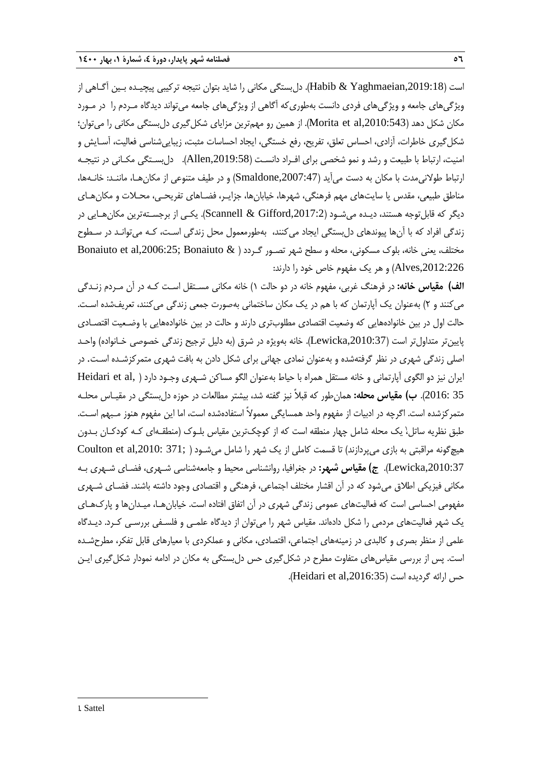است (Habib & Yaghmaeian,2019:18). دل‌بستگی مکانی را شاید بتوان نتیجه ترکیبی پیچیده بین آگاهی از ویژگی‌های جامعه و ویژگی‌های فردی دانست به‌طوری‌که آگاهی از ویژگی‌های جامعه می‌تواند دیدگاه مردم را در مورد مکان شکل دهد (Morita et al,2010:543). از همین رو مهم‌ترین مزایای شکل‌گیری دل‌بستگی مکانی را می‌توان؛ شکل‌گیری خاطرات، آزادی، احساس تعلق، تفریح، رفع خستگی، ایجاد احساسات مثبت، زیبایی‌شناسی فعالیت، آسایش و امنیت، ارتباط با طبیعت و رشد و نمو شخصی برای افراد دانست (Allen,2019:58). دل‌بستگی مکانی در نتیجه ارتباط طولانی‌مدت با مکان به دست می‌آید (Smaldone,2007:47) و در طیف متنوعی از مکان‌ها، مانند: خانه‌ها، مناطق طبیعی، مقدس یا سایت‌های مهم فرهنگی، شهرها، خیابان‌ها، جزایر، فضاهای تفریحی، محلات و مکان‌های دیگر که قابل‌توجه هستند، دیده می‌شود (Scannell & Gifford,2017:2). یکی از برجسته‌ترین مکان‌هایی در زندگی افراد که با آن‌ها پیوندهای دل‌بستگی ایجاد می‌کنند، به‌طورمعمول محل زندگی است، که می‌تواند در سطوح مختلف، یعنی خانه، بلوک مسکونی، محله و سطح شهر تصور گردد ( Bonaiuto et al,2006:25; Bonaiuto & Alves,2012:226) و هر یک مفهوم خاص خود را دارند:

**الف) مقیاس خانه:** در فرهنگ غربی، مفهوم خانه در دو حالت ۱) خانه مکانی مستقل است که در آن مردم زندگی می‌کنند و ۲) به‌عنوان یک آپارتمان که با هم در یک مکان ساختمانی به‌صورت جمعی زندگی می‌کنند، تعریف‌شده است. حالت اول در بین خانواده‌هایی که وضعیت اقتصادی مطلوب‌تری دارند و حالت در بین خانواده‌هایی با وضعیت اقتصادی پایین‌تر متداول‌تر است (Lewicka,2010:37). خانه به‌ویژه در شرق (به دلیل ترجیح زندگی خصوصی خانواده) واحد اصلی زندگی شهری در نظر گرفته‌شده و به‌عنوان نمادی جهانی برای شکل دادن به بافت شهری متمرکزشده است. در ایران نیز دو الگوی آپارتمانی و خانه مستقل همراه با حیاط به‌عنوان الگو مساکن شهری وجود دارد ( Heidari et al, 2016: 35). **ب) مقیاس محله:** همان‌طور که قبلاً نیز گفته شد، بیشتر مطالعات در حوزه دل‌بستگی در مقیاس محله متمرکزشده است. اگرچه در ادبیات از مفهوم واحد همسایگی معمولاً استفاده‌شده است، اما این مفهوم هنوز مبهم است. طبق نظریه ساتل[1] یک محله شامل چهار منطقه است که از کوچک‌ترین مقیاس بلوک (منطقه‌ای که کودکان بدون هیچ‌گونه مراقبتی به بازی می‌پردازند) تا قسمت کاملی از یک شهر را شامل می‌شود ( Coulton et al,2010: 371; Lewicka,2010:37). **ج) مقیاس شهر:** در جغرافیا، روانشناسی محیط و جامعه‌شناسی شهری، فضای شهری به مکانی فیزیکی اطلاق می‌شود که در آن اقشار مختلف اجتماعی، فرهنگی و اقتصادی وجود داشته باشند. فضای شهری مفهومی احساسی است که فعالیت‌های عمومی زندگی شهری در آن اتفاق افتاده است. خیابان‌ها، میدان‌ها و پارک‌های یک شهر فعالیت‌های مردمی را شکل داده‌اند. مقیاس شهر را می‌توان از دیدگاه علمی و فلسفی بررسی کرد. دیدگاه علمی از منظر بصری و کالبدی در زمینه‌های اجتماعی، اقتصادی، مکانی و عملکردی با معیارهای قابل تفکر، مطرح‌شده است. پس از بررسی مقیاس‌های متفاوت مطرح در شکل‌گیری حس دل‌بستگی به مکان در ادامه نمودار شکل‌گیری این حس ارائه گردیده است (Heidari et al,2016:35).

---

1. Sattel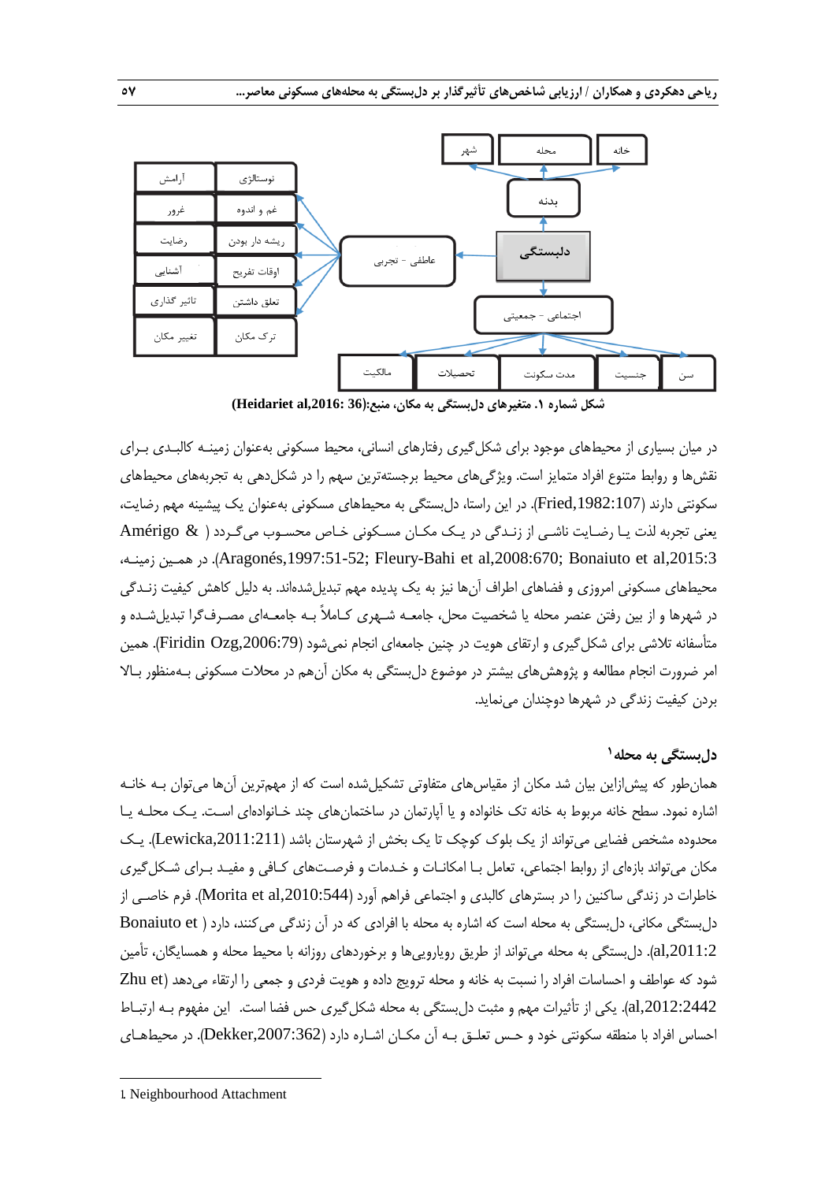شهر

محله

خانه

بدنه

دلبستگی

عاطفی - تجربی

اجتماعی - جمعیتی

نوستالژی

آرامش

غم و اندوه

غرور

ریشه دار بودن

رضایت

اوقات تفریح

آشنایی

تعلق داشتن

تاثیر گذاری

ترک مکان

تغییر مکان

مالکیت

تحصیلات

مدت سکونت

جنسیت

سن

**شکل شماره ۱. متغیرهای دل‌بستگی به مکان، منبع:(Heidariet al,2016: 36)**

در میان بسیاری از محیط‌های موجود برای شکل‌گیری رفتارهای انسانی، محیط مسکونی به‌عنوان زمینه کالبدی برای نقش‌ها و روابط متنوع افراد متمایز است. ویژگی‌های محیط برجسته‌ترین سهم را در شکل‌دهی به تجربه‌های محیطهای سکونتی دارند (Fried,1982:107). در این راستا، دل‌بستگی به محیط‌های مسکونی به‌عنوان یک پیشینه مهم رضایت، یعنی تجربه لذت یا رضایت ناشی از زندگی در یک مکان مسکونی خاص محسوب می‌گردد ( Amérigo & Aragonés,1997:51-52; Fleury-Bahi et al,2008:670; Bonaiuto et al,2015:3). در همین زمینه، محیطهای مسکونی امروزی و فضاهای اطراف آن‌ها نیز به یک پدیده مهم تبدیل‌شده‌اند. به دلیل کاهش کیفیت زندگی در شهرها و از بین رفتن عنصر محله یا شخصیت محل، جامعه شهری کاملاً به جامعه‌ای مصرف‌گرا تبدیل‌شده و متأسفانه تلاشی برای شکل‌گیری و ارتقای هویت در چنین جامعه‌ای انجام نمی‌شود (Firidin Ozg,2006:79). همین امر ضرورت انجام مطالعه و پژوهش‌های بیشتر در موضوع دل‌بستگی به مکان آن‌هم در محلات مسکونی به‌منظور بالا بردن کیفیت زندگی در شهرها دوچندان می‌نماید.

## دل‌بستگی به محله[1]

همان‌طور که پیش‌ازاین بیان شد مکان از مقیاس‌های متفاوتی تشکیل‌شده است که از مهم‌ترین آن‌ها می‌توان به خانه اشاره نمود. سطح خانه مربوط به خانه تک خانواده و یا آپارتمان در ساختمان‌های چند خانواده‌ای است. یک محله یا محدوده مشخص فضایی می‌تواند از یک بلوک کوچک تا یک بخش از شهرستان باشد (Lewicka,2011:211). یک مکان می‌تواند بازه‌ای از روابط اجتماعی، تعامل با امکانات و خدمات و فرصت‌های کافی و مفید برای شکل‌گیری خاطرات در زندگی ساکنین را در بسترهای کالبدی و اجتماعی فراهم آورد (Morita et al,2010:544). فرم خاصی از دل‌بستگی مکانی، دل‌بستگی به محله است که اشاره به محله با افرادی که در آن زندگی می‌کنند، دارد ( Bonaiuto et al,2011:2). دل‌بستگی به محله می‌تواند از طریق رویارویی‌ها و برخوردهای روزانه با محیط محله و همسایگان، تأمین شود که عواطف و احساسات افراد را نسبت به خانه و محله ترویج داده و هویت فردی و جمعی را ارتقاء می‌دهد (Zhu et al,2012:2442). یکی از تأثیرات مهم و مثبت دل‌بستگی به محله شکل‌گیری حس فضا است. این مفهوم به ارتباط احساس افراد با منطقه سکونتی خود و حس تعلق به آن مکان اشاره دارد (Dekker,2007:362). در محیطهای

---

1. Neighbourhood Attachment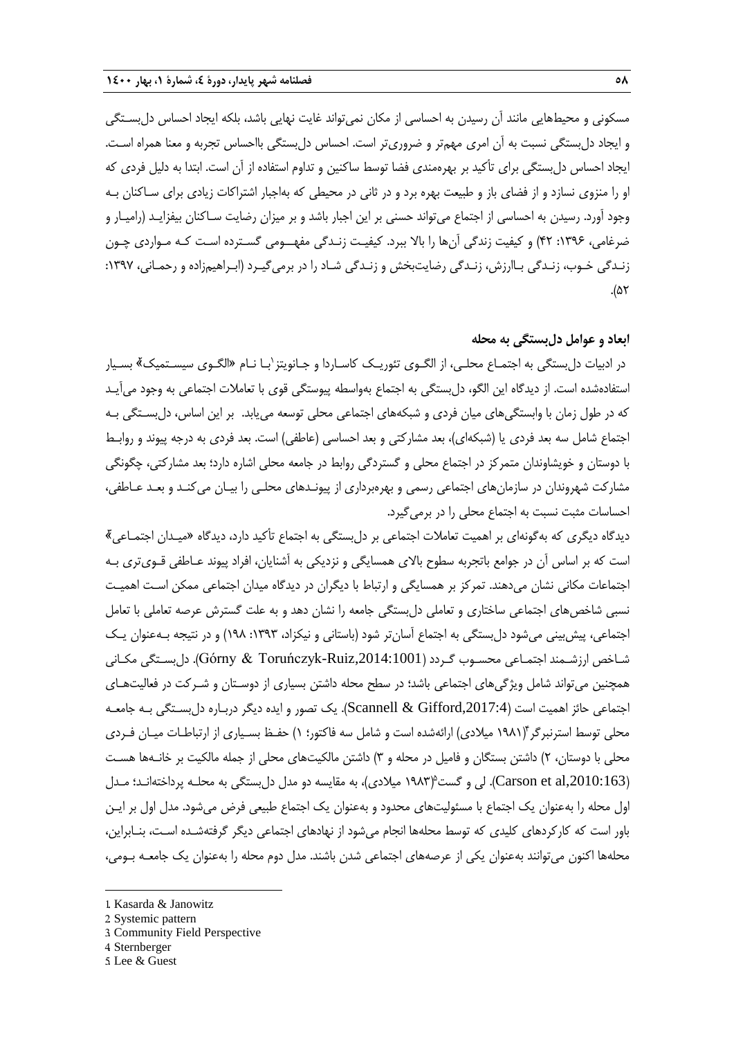مسکونی و محیط‌هایی مانند آن رسیدن به احساسی از مکان نمی‌تواند غایت نهایی باشد، بلکه ایجاد احساس دل‌بستگی و ایجاد دل‌بستگی نسبت به آن امری مهم‌تر و ضروری‌تر است. احساس دل‌بستگی بااحساس تجربه و معنا همراه است. ایجاد احساس دل‌بستگی برای تأکید بر بهره‌مندی فضا توسط ساکنین و تداوم استفاده از آن است. ابتدا به دلیل فردی که او را منزوی نسازد و از فضای باز و طبیعت بهره برد و در ثانی در محیطی که به‌اجبار اشتراکات زیادی برای ساکنان به وجود آورد. رسیدن به احساسی از اجتماع می‌تواند حسنی بر این اجبار باشد و بر میزان رضایت ساکنان بیفزاید (رامیار و ضرغامی، ۱۳۹۶: ۴۲) و کیفیت زندگی آن‌ها را بالا ببرد. کیفیت زندگی مفهومی گسترده است که مواردی چون زندگی خوب، زندگی باارزش، زندگی رضایت‌بخش و زندگی شاد را در برمی‌گیرد (ابراهیم‌زاده و رحمانی، ۱۳۹۷: ۵۲).

### ابعاد و عوامل دل‌بستگی به محله

در ادبیات دل‌بستگی به اجتماع محلی، از الگوی تئوریک کاساردا و جانوبتز[1] با نام «الگوی سیستمیک[2]» بسیار استفاده‌شده است. از دیدگاه این الگو، دل‌بستگی به اجتماع به‌واسطه پیوستگی قوی با تعاملات اجتماعی به وجود می‌آید که در طول زمان با وابستگی‌های میان فردی و شبکه‌های اجتماعی محلی توسعه می‌یابد. بر این اساس، دل‌بستگی به اجتماع شامل سه بعد فردی یا (شبکه‌ای)، بعد مشارکتی و بعد احساسی (عاطفی) است. بعد فردی به درجه پیوند و روابط با دوستان و خویشاوندان متمرکز در اجتماع محلی و گستردگی روابط در جامعه محلی اشاره دارد؛ بعد مشارکتی، چگونگی مشارکت شهروندان در سازمان‌های اجتماعی رسمی و بهره‌برداری از پیوندهای محلی را بیان می‌کند و بعد عاطفی، احساسات مثبت نسبت به اجتماع محلی را در برمی‌گیرد.

دیدگاه دیگری که به‌گونه‌ای بر اهمیت تعاملات اجتماعی بر دل‌بستگی به اجتماع تأکید دارد، دیدگاه «میدان اجتماعی[3]» است که بر اساس آن در جوامع باتجربه سطوح بالای همسایگی و نزدیکی به آشنایان، افراد پیوند عاطفی قوی‌تری به اجتماعات مکانی نشان می‌دهند. تمرکز بر همسایگی و ارتباط با دیگران در دیدگاه میدان اجتماعی ممکن است اهمیت نسبی شاخص‌های اجتماعی ساختاری و تعاملی دل‌بستگی جامعه را نشان دهد و به علت گسترش عرصه تعاملی با تعامل اجتماعی، پیش‌بینی می‌شود دل‌بستگی به اجتماع آسان‌تر شود (باستانی و نیکزاد، ۱۳۹۳: ۱۹۸) و در نتیجه به‌عنوان یک شاخص ارزشمند اجتماعی محسوب گردد (Górny & Toruńczyk-Ruiz,2014:1001). دل‌بستگی مکانی همچنین می‌تواند شامل ویژگی‌های اجتماعی باشد؛ در سطح محله داشتن بسیاری از دوستان و شرکت در فعالیت‌های اجتماعی حائز اهمیت است (Scannell & Gifford,2017:4). یک تصور و ایده دیگر درباره دل‌بستگی به جامعه محلی توسط استرنبرگر[4](۱۹۸۱ میلادی) ارائه‌شده است و شامل سه فاکتور؛ ۱) حفظ بسیاری از ارتباطات میان فردی محلی با دوستان، ۲) داشتن بستگان و فامیل در محله و ۳) داشتن مالکیت‌های محلی از جمله مالکیت بر خانه‌ها هست (Carson et al,2010:163). لی و گست[5](۱۹۸۳ میلادی)، به مقایسه دو مدل دل‌بستگی به محله پرداخته‌اند؛ مدل اول محله را به‌عنوان یک اجتماع با مسئولیت‌های محدود و به‌عنوان یک اجتماع طبیعی فرض می‌شود. مدل اول بر این باور است که کارکردهای کلیدی که توسط محله‌ها انجام می‌شود از نهادهای اجتماعی دیگر گرفته‌شده است، بنابراین، محله‌ها اکنون می‌توانند به‌عنوان یکی از عرصه‌های اجتماعی شدن باشند. مدل دوم محله را به‌عنوان یک جامعه بومی،

---

1. Kasarda & Janowitz
2. Systemic pattern
3. Community Field Perspective
4. Sternberger
5. Lee & Guest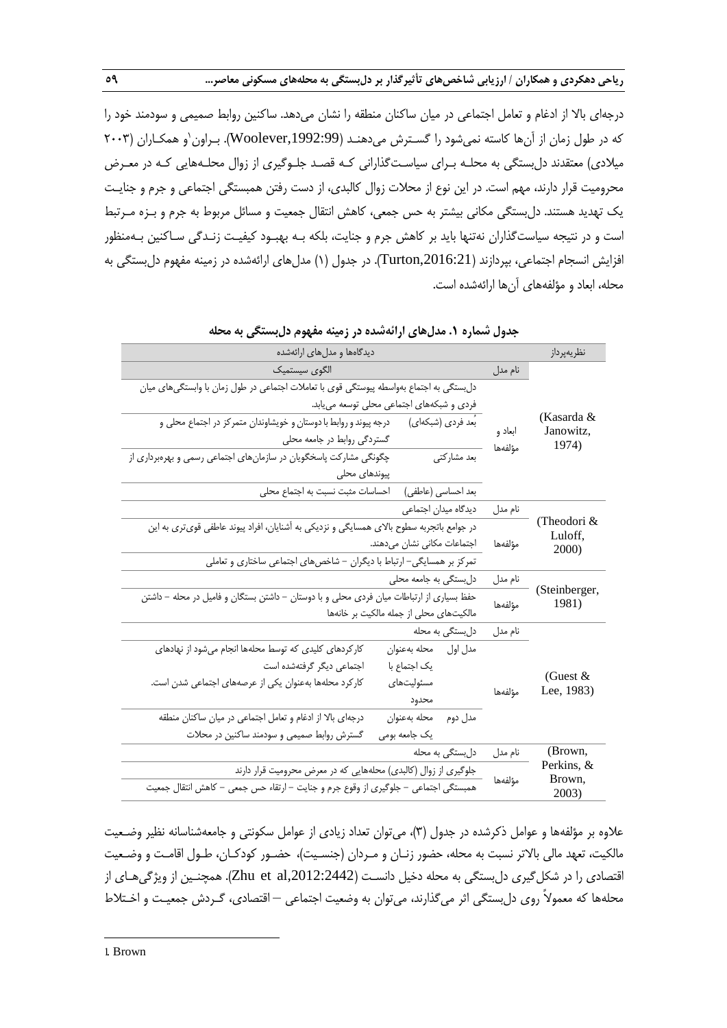درجه‌ای بالا از ادغام و تعامل اجتماعی در میان ساکنان منطقه را نشان می‌دهد. ساکنین روابط صمیمی و سودمند خود را که در طول زمان از آن‌ها کاسته نمی‌شود را گسترش می‌دهند (Woolever,1992:99). براون[1] و همکاران (۲۰۰۳ میلادی) معتقدند دلبستگی به محله برای سیاست‌گذارانی که قصد جلوگیری از زوال محله‌هایی که در معرض محرومیت قرار دارند، مهم است. در این نوع از محلات زوال کالبدی، از دست رفتن همبستگی اجتماعی و جرم و جنایت یک تهدید هستند. دلبستگی مکانی بیشتر به حس جمعی، کاهش انتقال جمعیت و مسائل مربوط به جرم و بزه مرتبط است و در نتیجه سیاست‌گذاران نه‌تنها باید بر کاهش جرم و جنایت، بلکه به بهبود کیفیت زندگی ساکنین به‌منظور افزایش انسجام اجتماعی، بپردازند (Turton,2016:21). در جدول (۱) مدل‌های ارائه‌شده در زمینه مفهوم دلبستگی به محله، ابعاد و مؤلفه‌های آن‌ها ارائه‌شده است.

**جدول شماره ۱. مدل‌های ارائه‌شده در زمینه مفهوم دلبستگی به محله**

| نظریه‌پرداز | | دیدگاه‌ها و مدل‌های ارائه‌شده | |
|---|---|---|---|
| (Kasarda & Janowitz, 1974) | نام مدل | الگوی سیستمیک | |
| | | دلبستگی به اجتماع به‌واسطه پیوستگی قوی با تعاملات اجتماعی در طول زمان با وابستگی‌های میان فردی و شبکه‌های اجتماعی محلی توسعه می‌یابد. | |
| | ابعاد و مؤلفه‌ها | بُعد فردی (شبکه‌ای) | درجه پیوند و روابط با دوستان و خویشاوندان متمرکز در اجتماع محلی و گستردگی روابط در جامعه محلی |
| | | بعد مشارکتی | چگونگی مشارکت پاسخگویان در سازمان‌های اجتماعی رسمی و بهره‌برداری از پیوندهای محلی |
| | | بعد احساسی (عاطفی) | احساسات مثبت نسبت به اجتماع محلی |
| (Theodori & Luloff, 2000) | نام مدل | دیدگاه میدان اجتماعی | |
| | مؤلفه‌ها | در جوامع باتجربه سطوح بالای همسایگی و نزدیکی به آشنایان، افراد پیوند عاطفی قوی‌تری به این اجتماعات مکانی نشان می‌دهند. | |
| | | تمرکز بر همسایگی- ارتباط با دیگران - شاخص‌های اجتماعی ساختاری و تعاملی | |
| (Steinberger, 1981) | نام مدل | دلبستگی به جامعه محلی | |
| | مؤلفه‌ها | حفظ بسیاری از ارتباطات میان فردی محلی و با دوستان - داشتن بستگان و فامیل در محله - داشتن مالکیت‌های محلی از جمله مالکیت بر خانه‌ها | |
| (Guest & Lee, 1983) | نام مدل | دلبستگی به محله | |
| | مؤلفه‌ها | مدل اول محله به‌عنوان یک اجتماع با مسئولیت‌های محدود | کارکردهای کلیدی که توسط محله‌ها انجام می‌شود از نهادهای اجتماعی دیگر گرفته‌شده است. کارکرد محله‌ها به‌عنوان یکی از عرصه‌های اجتماعی شدن است. |
| | | مدل دوم محله به‌عنوان یک جامعه بومی | درجه‌ای بالا از ادغام و تعامل اجتماعی در میان ساکنان منطقه. گسترش روابط صمیمی و سودمند ساکنین در محلات |
| (Brown, Perkins, & Brown, 2003) | نام مدل | دلبستگی به محله | |
| | مؤلفه‌ها | جلوگیری از زوال (کالبدی) محله‌هایی که در معرض محرومیت قرار دارند | |
| | | همبستگی اجتماعی - جلوگیری از وقوع جرم و جنایت - ارتقاء حس جمعی - کاهش انتقال جمعیت | |

علاوه بر مؤلفه‌ها و عوامل ذکرشده در جدول (۳)، می‌توان تعداد زیادی از عوامل سکونتی و جامعه‌شناسانه نظیر وضعیت مالکیت، تعهد مالی بالاتر نسبت به محله، حضور زنان و مردان (جنسیت)، حضور کودکان، طول اقامت و وضعیت اقتصادی را در شکل‌گیری دلبستگی به محله دخیل دانست (Zhu et al,2012:2442). همچنین از ویژگی‌های از محله‌ها که معمولاً روی دلبستگی اثر می‌گذارند، می‌توان به وضعیت اجتماعی – اقتصادی، گردش جمعیت و اختلاط

[1] Brown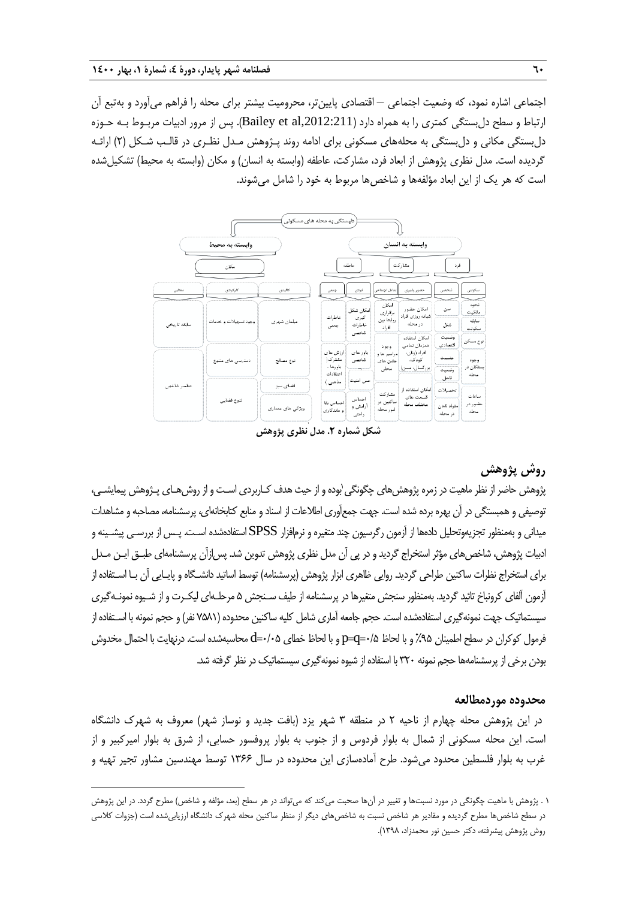اجتماعی اشاره نمود، که وضعیت اجتماعی – اقتصادی پایین‌تر، محرومیت بیشتر برای محله را فراهم می‌آورد و به‌تبع آن ارتباط و سطح دل‌بستگی کمتری را به همراه دارد (Bailey et al,2012:211). پس از مرور ادبیات مربوط به حوزه دل‌بستگی مکانی و دل‌بستگی به محله‌های مسکونی برای ادامه روند پژوهش مدل نظری در قالب شکل (۲) ارائه گردیده است. مدل نظری پژوهش از ابعاد فرد، مشارکت، عاطفه (وابسته به انسان) و مکان (وابسته به محیط) تشکیل‌شده است که هر یک از این ابعاد مؤلفه‌ها و شاخص‌ها مربوط به خود را شامل می‌شوند.

وابستگی به محله های مسکونی

وابسته به محیط

وابسته به انسان

مکان

عاطفه

مشارکت

فرد

معنایی

کارکردی

کالبدی

جمعی

فردی

تعاملات اجتماعی

حضور پذیری

شخصی

سکونتی

سابقه تاریخی

عناصر شاخص

وجود تسهیلات و خدمات

دسترسی های متنوع

تنوع فضایی

مبلمان شهری

نوع مصالح

فضای سبز

ویژگی های معماری

خاطرات جمعی

ارزش های مشترک( باورها، اعتقادات مذهبی )

احساس بقا و ماندگاری

امکان شکل گیری خاطرات شخصی

باور های شخصی

حس امنیت

احساس آرامش و راحتی

امکان برقراری روابط بین افراد

وجود مراسم ها و جشن های محلی

مشارکت ساکنین در امور محله

امکان حضور شبانه روزی افراد در محله

امکان استفاده همزمان تمامی افراد (زنان، کودکان، بزرگسالان، مسن)

امکان استفاده از قسمت های مختلف محله

سن

شغل

وضعیت اقتصادی

جنسیت

وضعیت تاهل

تحصیلات

متولد شدن در محله

نحوه مالکیت

سابقه سکونت

نوع مسکن

وجود بستگان در محله

ساعات حضور در محله

**شکل شماره ۲. مدل نظری پژوهش**

## روش پژوهش

پژوهش حاضر از نظر ماهیت در زمره پژوهش‌های چگونگی[۱] بوده و از حیث هدف کاربردی است و از روش‌های پژوهش پیمایشی، توصیفی و همبستگی در آن بهره برده شده است. جهت جمع‌آوری اطلاعات از اسناد و منابع کتابخانه‌ای، پرسشنامه، مصاحبه و مشاهدات میدانی و به‌منظور تجزیه‌وتحلیل داده‌ها از آزمون رگرسیون چند متغیره و نرم‌افزار SPSS استفاده‌شده است. پس از بررسی پیشینه و ادبیات پژوهش، شاخص‌های مؤثر استخراج گردید و در پی آن مدل نظری پژوهش تدوین شد. پس‌ازآن پرسشنامه‌ای طبق این مدل برای استخراج نظرات ساکنین طراحی گردید. روایی ظاهری ابزار پژوهش (پرسشنامه) توسط اساتید دانشگاه و پایایی آن با استفاده از آزمون آلفای کرونباخ تائید گردید. به‌منظور سنجش متغیرها در پرسشنامه از طیف سنجش ۵ مرحله‌ای لیکرت و از شیوه نمونه‌گیری سیستماتیک جهت نمونه‌گیری استفاده‌شده است. حجم جامعه آماری شامل کلیه ساکنین محدوده (۷۵۸۱ نفر) و حجم نمونه با استفاده از فرمول کوکران در سطح اطمینان ۹۵٪ و با لحاظ $p=q=0/5$ و با لحاظ خطای $d=0/05$ محاسبه‌شده است. درنهایت با احتمال مخدوش بودن برخی از پرسشنامه‌ها حجم نمونه ۳۲۰ با استفاده از شیوه نمونه‌گیری سیستماتیک در نظر گرفته شد.

## محدوده موردمطالعه

در این پژوهش محله چهارم از ناحیه ۲ در منطقه ۳ شهر یزد (بافت جدید و نوساز شهر) معروف به شهرک دانشگاه است. این محله مسکونی از شمال به بلوار فردوس و از جنوب به بلوار پروفسور حسابی، از شرق به بلوار امیرکبیر و از غرب به بلوار فلسطین محدود می‌شود. طرح آماده‌سازی این محدوده در سال ۱۳۶۶ توسط مهندسین مشاور تجیر تهیه و

---

۱. پژوهش با ماهیت چگونگی در مورد نسبت‌ها و تغییر در آن‌ها صحبت می‌کند که می‌تواند در هر سطح (بعد، مؤلفه و شاخص) مطرح گردد. در این پژوهش در سطح شاخص‌ها مطرح گردیده و مقادیر هر شاخص نسبت به شاخص‌های دیگر از منظر ساکنین محله شهرک دانشگاه ارزیابی‌شده است (جزوات کلاسی روش پژوهش پیشرفته، دکتر حسین نور محمدزاد، ۱۳۹۸).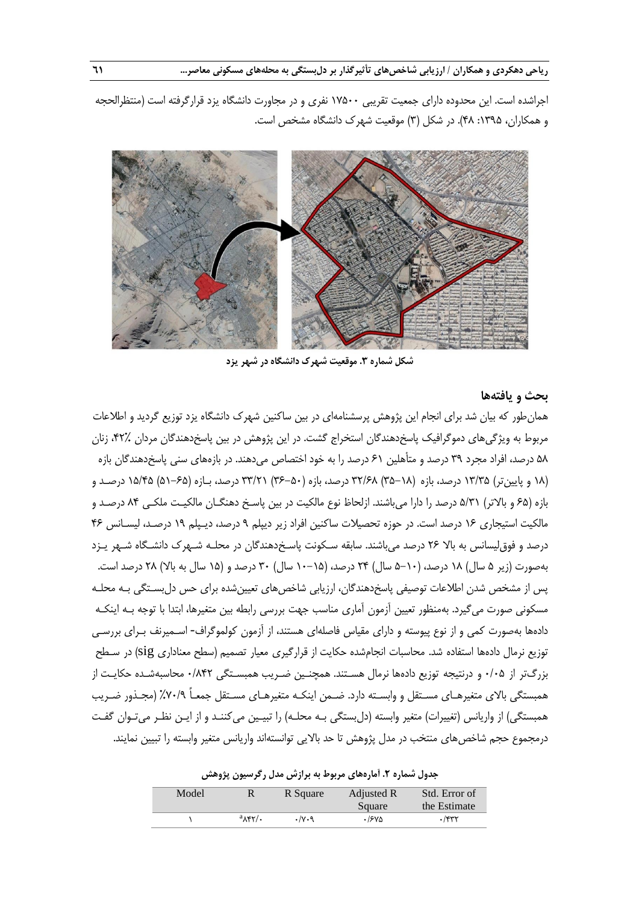اجراشده است. این محدوده دارای جمعیت تقریبی ۱۷۵۰۰ نفری و در مجاورت دانشگاه یزد قرارگرفته است (منتظرالحجه و همکاران، ۱۳۹۵: ۴۸). در شکل (۳) موقعیت شهرک دانشگاه مشخص است.

**شکل شماره ۳. موقعیت شهرک دانشگاه در شهر یزد**

## بحث و یافته‌ها

همان‌طور که بیان شد برای انجام این پژوهش پرسشنامه‌ای در بین ساکنین شهرک دانشگاه یزد توزیع گردید و اطلاعات مربوط به ویژگی‌های دموگرافیک پاسخ‌دهندگان استخراج گشت. در این پژوهش در بین پاسخ‌دهندگان مردان ۴۲٪، زنان ۵۸ درصد، افراد مجرد ۳۹ درصد و متأهلین ۶۱ درصد را به خود اختصاص می‌دهند. در بازه‌های سنی پاسخ‌دهندگان بازه (۱۸ و پایین‌تر) ۱۳/۳۵ درصد، بازه (۱۸–۳۵) ۳۲/۶۸ درصد، بازه (۳۶–۵۰) ۳۳/۲۱ درصد، بازه (۵۱–۶۵) ۱۵/۴۵ درصد و بازه (۶۵ و بالاتر) ۵/۳۱ درصد را دارا می‌باشند. ازلحاظ نوع مالکیت در بین پاسخ دهندگان مالکیت ملکی ۸۴ درصد و مالکیت استیجاری ۱۶ درصد است. در حوزه تحصیلات ساکنین افراد زیر دیپلم ۹ درصد، دیپلم ۱۹ درصد، لیسانس ۴۶ درصد و فوق‌لیسانس به بالا ۲۶ درصد می‌باشند. سابقه سکونت پاسخ‌دهندگان در محله شهرک دانشگاه شهر یزد به‌صورت (زیر ۵ سال) ۱۸ درصد، (۵–۱۰ سال) ۲۴ درصد، (۱۰–۱۵ سال) ۳۰ درصد و (۱۵ سال به بالا) ۲۸ درصد است.

پس از مشخص شدن اطلاعات توصیفی پاسخ‌دهندگان، ارزیابی شاخص‌های تعیین‌شده برای حس دل‌بستگی به محله مسکونی صورت می‌گیرد. به‌منظور تعیین آزمون آماری مناسب جهت بررسی رابطه بین متغیرها، ابتدا با توجه به اینکه داده‌ها به‌صورت کمی و از نوع پیوسته و دارای مقیاس فاصله‌ای هستند، از آزمون کولموگراف- اسمیرنف برای بررسی توزیع نرمال داده‌ها استفاده شد. محاسبات انجام‌شده حکایت از قرارگیری معیار تصمیم (سطح معناداری sig) در سطح بزرگ‌تر از ۰/۰۵ و درنتیجه توزیع داده‌ها نرمال هستند. همچنین ضریب همبستگی ۰/۸۴۲ محاسبه‌شده حکایت از همبستگی بالای متغیرهای مستقل و وابسته دارد. ضمن اینکه متغیرهای مستقل جمعاً ۷۰/۹٪ (مجذور ضریب همبستگی) از واریانس (تغییرات) متغیر وابسته (دل‌بستگی به محله) را تبیین می‌کنند و از این نظر می‌توان گفت درمجموع حجم شاخص‌های منتخب در مدل پژوهش تا حد بالایی توانسته‌اند واریانس متغیر وابسته را تبیین نمایند.

**جدول شماره ۲. آماره‌های مربوط به برازش مدل رگرسیون پژوهش**

| Model | R | R Square | Adjusted R Square | Std. Error of the Estimate |
|---|---|---|---|---|
| ۱ | ۰/۸۴۲[a] | ۰/۷۰۹ | ۰/۶۷۵ | ۰/۴۳۲ |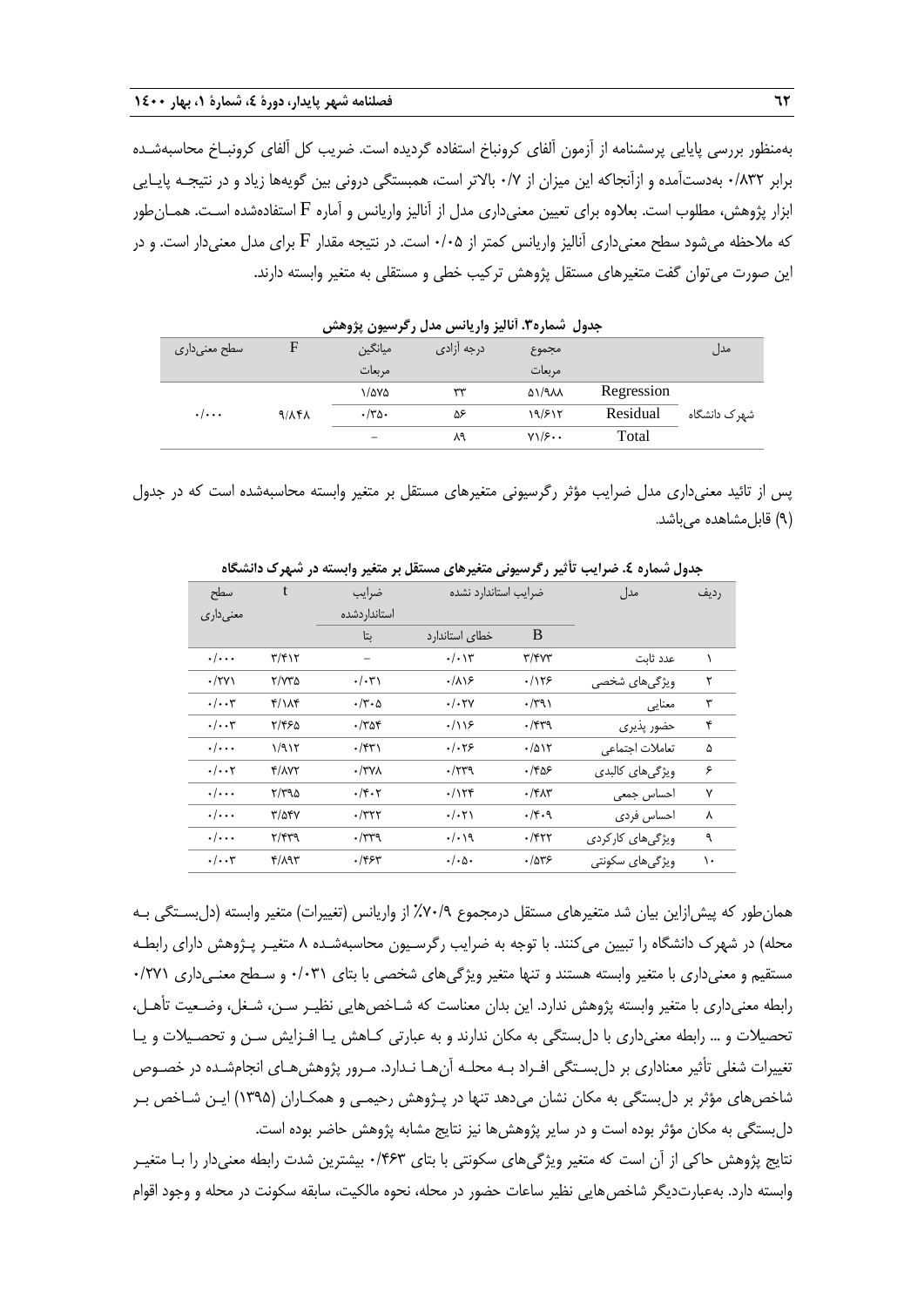به‌منظور بررسی پایایی پرسشنامه از آزمون آلفای کرونباخ استفاده گردیده است. ضریب کل آلفای کرونباخ محاسبه‌شده برابر ۰/۸۳۲ به‌دست‌آمده و ازآنجاکه این میزان از ۰/۷ بالاتر است، همبستگی درونی بین گویه‌ها زیاد و در نتیجه پایایی ابزار پژوهش، مطلوب است. بعلاوه برای تعیین معنی‌داری مدل از آنالیز واریانس و آماره F استفاده‌شده است. همان‌طور که ملاحظه می‌شود سطح معنی‌داری آنالیز واریانس کمتر از ۰/۰۵ است. در نتیجه مقدار F برای مدل معنی‌دار است. و در این صورت می‌توان گفت متغیرهای مستقل پژوهش ترکیب خطی و مستقلی به متغیر وابسته دارند.

**جدول شماره۳. آنالیز واریانس مدل رگرسیون پژوهش**

| مدل | | مجموع مربعات | درجه آزادی | میانگین مربعات | F | سطح معنی‌داری |
|---|---|---|---|---|---|---|
| شهرک دانشگاه | Regression | ۵۱/۹۸۸ | ۳۳ | ۱/۵۷۵ | ۹/۸۴۸ | ۰/۰۰۰ |
| | Residual | ۱۹/۶۱۲ | ۵۶ | ۰/۳۵۰ | | |
| | Total | ۷۱/۶۰۰ | ۸۹ | – | | |

پس از تائید معنی‌داری مدل ضرایب مؤثر رگرسیونی متغیرهای مستقل بر متغیر وابسته محاسبه‌شده است که در جدول (۹) قابل‌مشاهده می‌باشد.

**جدول شماره ٤. ضرایب تأثیر رگرسیونی متغیرهای مستقل بر متغیر وابسته در شهرک دانشگاه**

| ردیف | مدل | ضرایب استاندارد نشده | | ضرایب استانداردشده | t | سطح معنی‌داری |
|---|---|---|---|---|---|---|
| | | B | خطای استاندارد | بتا | | |
| ۱ | عدد ثابت | ۳/۴۷۳ | ۰/۰۱۳ | – | ۳/۴۱۲ | ۰/۰۰۰ |
| ۲ | ویژگی‌های شخصی | ۰/۱۲۶ | ۰/۸۱۶ | ۰/۰۳۱ | ۲/۷۳۵ | ۰/۲۷۱ |
| ۳ | معنایی | ۰/۳۹۱ | ۰/۰۲۷ | ۰/۳۰۵ | ۴/۱۸۴ | ۰/۰۰۳ |
| ۴ | حضور پذیری | ۰/۴۳۹ | ۰/۱۱۶ | ۰/۳۵۴ | ۲/۴۶۵ | ۰/۰۰۳ |
| ۵ | تعاملات اجتماعی | ۰/۵۱۲ | ۰/۰۲۶ | ۰/۴۳۱ | ۱/۹۱۲ | ۰/۰۰۰ |
| ۶ | ویژگی‌های کالبدی | ۰/۴۵۶ | ۰/۲۳۹ | ۰/۳۷۸ | ۴/۸۷۲ | ۰/۰۰۲ |
| ۷ | احساس جمعی | ۰/۴۸۳ | ۰/۱۲۴ | ۰/۴۰۲ | ۲/۳۹۵ | ۰/۰۰۰ |
| ۸ | احساس فردی | ۰/۴۰۹ | ۰/۰۲۱ | ۰/۳۲۲ | ۳/۵۴۷ | ۰/۰۰۰ |
| ۹ | ویژگی‌های کارکردی | ۰/۴۲۲ | ۰/۰۱۹ | ۰/۳۳۹ | ۲/۴۳۹ | ۰/۰۰۰ |
| ۱۰ | ویژگی‌های سکونتی | ۰/۵۳۶ | ۰/۰۵۰ | ۰/۴۶۳ | ۴/۸۹۳ | ۰/۰۰۳ |

همان‌طور که پیش‌ازاین بیان شد متغیرهای مستقل درمجموع ۷۰/۹٪ از واریانس (تغییرات) متغیر وابسته (دل‌بستگی به محله) در شهرک دانشگاه را تبیین می‌کنند. با توجه به ضرایب رگرسیون محاسبه‌شده ۸ متغیر پژوهش دارای رابطه مستقیم و معنی‌داری با متغیر وابسته هستند و تنها متغیر ویژگی‌های شخصی با بتای ۰/۰۳۱ و سطح معنی‌داری ۰/۲۷۱ رابطه معنی‌داری با متغیر وابسته پژوهش ندارد. این بدان معناست که شاخص‌هایی نظیر سن، شغل، وضعیت تأهل، تحصیلات و ... رابطه معنی‌داری با دل‌بستگی به مکان ندارند و به عبارتی کاهش یا افزایش سن و تحصیلات و یا تغییرات شغلی تأثیر معناداری بر دل‌بستگی افراد به محله آن‌ها ندارد. مرور پژوهش‌های انجام‌شده در خصوص شاخص‌های مؤثر بر دل‌بستگی به مکان نشان می‌دهد تنها در پژوهش رحیمی و همکاران (۱۳۹۵) این شاخص بر دل‌بستگی به مکان مؤثر بوده است و در سایر پژوهش‌ها نیز نتایج مشابه پژوهش حاضر بوده است.

نتایج پژوهش حاکی از آن است که متغیر ویژگی‌های سکونتی با بتای ۰/۴۶۳ بیشترین شدت رابطه معنی‌دار را با متغیر وابسته دارد. به‌عبارت‌دیگر شاخص‌هایی نظیر ساعات حضور در محله، نحوه مالکیت، سابقه سکونت در محله و وجود اقوام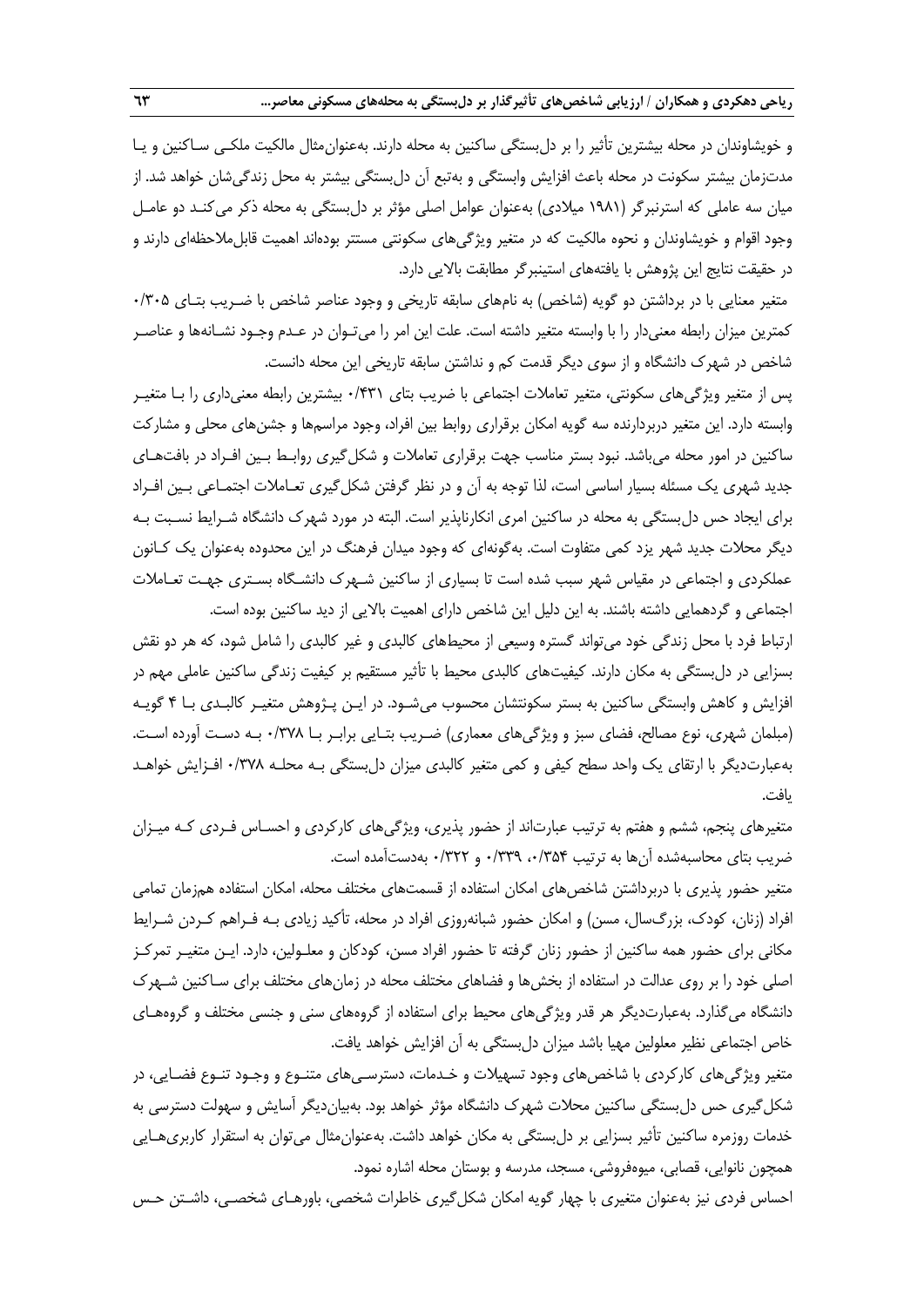و خویشاوندان در محله بیشترین تأثیر را بر دل‌بستگی ساکنین به محله دارند. به‌عنوان‌مثال مالکیت ملکی ساکنین و یا مدت‌زمان بیشتر سکونت در محله باعث افزایش وابستگی و به‌تبع آن دل‌بستگی بیشتر به محل زندگی‌شان خواهد شد. از میان سه عاملی که استرنبرگر (۱۹۸۱ میلادی) به‌عنوان عوامل اصلی مؤثر بر دل‌بستگی به محله ذکر می‌کند دو عامل وجود اقوام و خویشاوندان و نحوه مالکیت که در متغیر ویژگی‌های سکونتی مستتر بوده‌اند اهمیت قابل‌ملاحظه‌ای دارند و در حقیقت نتایج این پژوهش با یافته‌های استینبرگر مطابقت بالایی دارد.

متغیر معنایی با در برداشتن دو گویه (شاخص) به نام‌های سابقه تاریخی و وجود عناصر شاخص با ضریب بتای ۰/۳۰۵ کمترین میزان رابطه معنی‌دار را با وابسته متغیر داشته است. علت این امر را می‌توان در عدم وجود نشانه‌ها و عناصر شاخص در شهرک دانشگاه و از سوی دیگر قدمت کم و نداشتن سابقه تاریخی این محله دانست.

پس از متغیر ویژگی‌های سکونتی، متغیر تعاملات اجتماعی با ضریب بتای ۰/۴۳۱ بیشترین رابطه معنی‌داری را با متغیر وابسته دارد. این متغیر دربردارنده سه گویه امکان برقراری روابط بین افراد، وجود مراسم‌ها و جشن‌های محلی و مشارکت ساکنین در امور محله می‌باشد. نبود بستر مناسب جهت برقراری تعاملات و شکل‌گیری روابط بین افراد در بافت‌های جدید شهری یک مسئله بسیار اساسی است، لذا توجه به آن و در نظر گرفتن شکل‌گیری تعاملات اجتماعی بین افراد برای ایجاد حس دل‌بستگی به محله در ساکنین امری انکارناپذیر است. البته در مورد شهرک دانشگاه شرایط نسبت به دیگر محلات جدید شهر یزد کمی متفاوت است. به‌گونه‌ای که وجود میدان فرهنگ در این محدوده به‌عنوان یک کانون عملکردی و اجتماعی در مقیاس شهر سبب شده است تا بسیاری از ساکنین شهرک دانشگاه بستری جهت تعاملات اجتماعی و گردهمایی داشته باشند. به این دلیل این شاخص دارای اهمیت بالایی از دید ساکنین بوده است.

ارتباط فرد با محل زندگی خود می‌تواند گستره وسیعی از محیط‌های کالبدی و غیر کالبدی را شامل شود، که هر دو نقش بسزایی در دل‌بستگی به مکان دارند. کیفیت‌های کالبدی محیط با تأثیر مستقیم بر کیفیت زندگی ساکنین عاملی مهم در افزایش و کاهش وابستگی ساکنین به بستر سکونتشان محسوب می‌شود. در این پژوهش متغیر کالبدی با ۴ گویه (مبلمان شهری، نوع مصالح، فضای سبز و ویژگی‌های معماری) ضریب بتایی برابر با ۰/۳۷۸ به دست آورده است. به‌عبارت‌دیگر با ارتقای یک واحد سطح کیفی و کمی متغیر کالبدی میزان دل‌بستگی به محله ۰/۳۷۸ افزایش خواهد یافت.

متغیرهای پنجم، ششم و هفتم به ترتیب عبارت‌اند از حضور پذیری، ویژگی‌های کارکردی و احساس فردی که میزان ضریب بتای محاسبه‌شده آن‌ها به ترتیب ۰/۳۵۴، ۰/۳۳۹ و ۰/۳۲۲ به‌دست‌آمده است.

متغیر حضور پذیری با دربرداشتن شاخص‌های امکان استفاده از قسمت‌های مختلف محله، امکان استفاده هم‌زمان تمامی افراد (زنان، کودک، بزرگ‌سال، مسن) و امکان حضور شبانه‌روزی افراد در محله، تأکید زیادی به فراهم کردن شرایط مکانی برای حضور همه ساکنین از حضور زنان گرفته تا حضور افراد مسن، کودکان و معلولین، دارد. این متغیر تمرکز اصلی خود را بر روی عدالت در استفاده از بخش‌ها و فضاهای مختلف محله در زمان‌های مختلف برای ساکنین شهرک دانشگاه می‌گذارد. به‌عبارت‌دیگر هر قدر ویژگی‌های محیط برای استفاده از گروه‌های سنی و جنسی مختلف و گروه‌های خاص اجتماعی نظیر معلولین مهیا باشد میزان دل‌بستگی به آن افزایش خواهد یافت.

متغیر ویژگی‌های کارکردی با شاخص‌های وجود تسهیلات و خدمات، دسترسی‌های متنوع و وجود تنوع فضایی، در شکل‌گیری حس دل‌بستگی ساکنین محلات شهرک دانشگاه مؤثر خواهد بود. به‌بیان‌دیگر آسایش و سهولت دسترسی به خدمات روزمره ساکنین تأثیر بسزایی بر دل‌بستگی به مکان خواهد داشت. به‌عنوان‌مثال می‌توان به استقرار کاربری‌هایی همچون نانوایی، قصابی، میوه‌فروشی، مسجد، مدرسه و بوستان محله اشاره نمود.

احساس فردی نیز به‌عنوان متغیری با چهار گویه امکان شکل‌گیری خاطرات شخصی، باورهای شخصی، داشتن حس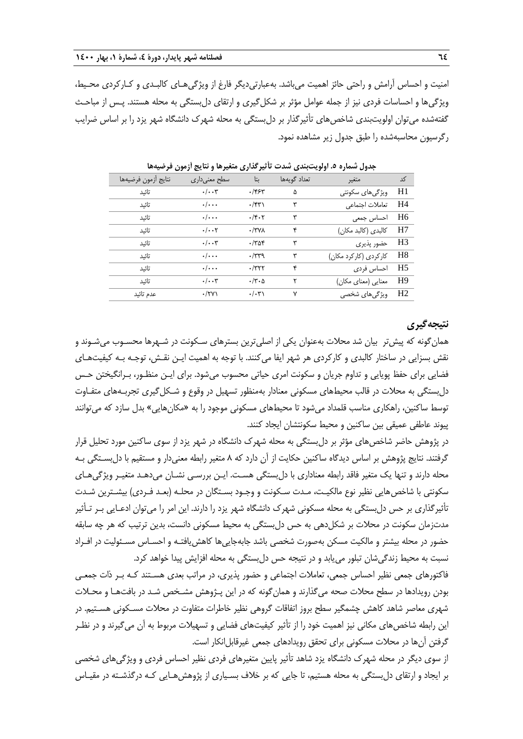امنیت و احساس آرامش و راحتی حائز اهمیت می‌باشد. به‌عبارتی‌دیگر فارغ از ویژگی‌های کالبدی و کارکردی محیط، ویژگی‌ها و احساسات فردی نیز از جمله عوامل مؤثر بر شکل‌گیری و ارتقای دل‌بستگی به محله هستند. پس از مباحث گفته‌شده می‌توان اولویت‌بندی شاخص‌های تأثیرگذار بر دل‌بستگی به محله شهرک دانشگاه شهر یزد را بر اساس ضرایب رگرسیون محاسبه‌شده را طبق جدول زیر مشاهده نمود.

**جدول شماره ۵. اولویت‌بندی شدت تأثیرگذاری متغیرها و نتایج آزمون فرضیه‌ها**

| کد | متغیر | تعداد گویه‌ها | بتا | سطح معنی‌داری | نتایج آزمون فرضیه‌ها |
|---|---|---|---|---|---|
| H1 | ویژگی‌های سکونتی | ۵ | ۰/۴۶۳ | ۰/۰۰۳ | تائید |
| H4 | تعاملات اجتماعی | ۳ | ۰/۴۳۱ | ۰/۰۰۰ | تائید |
| H6 | احساس جمعی | ۳ | ۰/۴۰۲ | ۰/۰۰۰ | تائید |
| H7 | کالبدی (کالبد مکان) | ۴ | ۰/۳۷۸ | ۰/۰۰۲ | تائید |
| H3 | حضور پذیری | ۳ | ۰/۳۵۴ | ۰/۰۰۳ | تائید |
| H8 | کارکردی (کارکرد مکان) | ۳ | ۰/۳۳۹ | ۰/۰۰۰ | تائید |
| H5 | احساس فردی | ۴ | ۰/۳۲۲ | ۰/۰۰۰ | تائید |
| H9 | معنایی (معنای مکان) | ۲ | ۰/۳۰۵ | ۰/۰۰۳ | تائید |
| H2 | ویژگی‌های شخصی | ۷ | ۰/۰۳۱ | ۰/۲۷۱ | عدم تائید |

## نتیجه‌گیری

همان‌گونه که پیش‌تر بیان شد محلات به‌عنوان یکی از اصلی‌ترین بسترهای سکونت در شهرها محسوب می‌شوند و نقش بسزایی در ساختار کالبدی و کارکردی هر شهر ایفا می‌کنند. با توجه به اهمیت این نقش، توجه به کیفیت‌های فضایی برای حفظ پویایی و تداوم جریان و سکونت امری حیاتی محسوب می‌شود. برای این منظور، برانگیختن حس دل‌بستگی به محلات در قالب محیط‌های مسکونی معنادار به‌منظور تسهیل در وقوع و شکل‌گیری تجربه‌های متفاوت توسط ساکنین، راهکاری مناسب قلمداد می‌شود تا محیط‌های مسکونی موجود را به «مکان‌هایی» بدل سازد که می‌توانند پیوند عاطفی عمیقی بین ساکنین و محیط سکونتشان ایجاد کنند.

در پژوهش حاضر شاخص‌های مؤثر بر دل‌بستگی به محله شهرک دانشگاه در شهر یزد از سوی ساکنین مورد تحلیل قرار گرفتند. نتایج پژوهش بر اساس دیدگاه ساکنین حکایت از آن دارد که ۸ متغیر رابطه معنی‌دار و مستقیم با دل‌بستگی به محله دارند و تنها یک متغیر فاقد رابطه معناداری با دل‌بستگی هست. این بررسی نشان می‌دهد متغیر ویژگی‌های سکونتی با شاخص‌هایی نظیر نوع مالکیت، مدت سکونت و وجود بستگان در محله (بعد فردی) بیشترین شدت تأثیرگذاری بر حس دل‌بستگی به محله مسکونی شهرک دانشگاه شهر یزد را دارند. این امر را می‌توان ادعایی بر تأثیر مدت‌زمان سکونت در محلات بر شکل‌دهی به حس دل‌بستگی به محیط مسکونی دانست، بدین ترتیب که هر چه سابقه حضور در محله بیشتر و مالکیت مسکن به‌صورت شخصی باشد جابه‌جایی‌ها کاهش‌یافته و احساس مسئولیت در افراد نسبت به محیط زندگی‌شان تبلور می‌یابد و در نتیجه حس دل‌بستگی به محله افزایش پیدا خواهد کرد.

فاکتورهای جمعی نظیر احساس جمعی، تعاملات اجتماعی و حضور پذیری، در مراتب بعدی هستند که بر ذات جمعی بودن رویدادها در سطح محلات صحه می‌گذارند و همان‌گونه که در این پژوهش مشخص شد در بافت‌ها و محلات شهری معاصر شاهد کاهش چشمگیر سطح بروز اتفاقات گروهی نظیر خاطرات متفاوت در محلات مسکونی هستیم. در این رابطه شاخص‌های مکانی نیز اهمیت خود را از تأثیر کیفیت‌های فضایی و تسهیلات مربوط به آن می‌گیرند و در نظر گرفتن آن‌ها در محلات مسکونی برای تحقق رویدادهای جمعی غیرقابل‌انکار است.

از سوی دیگر در محله شهرک دانشگاه یزد شاهد تأثیر پایین متغیرهای فردی نظیر احساس فردی و ویژگی‌های شخصی بر ایجاد و ارتقای دل‌بستگی به محله هستیم، تا جایی که بر خلاف بسیاری از پژوهش‌هایی که درگذشته در مقیاس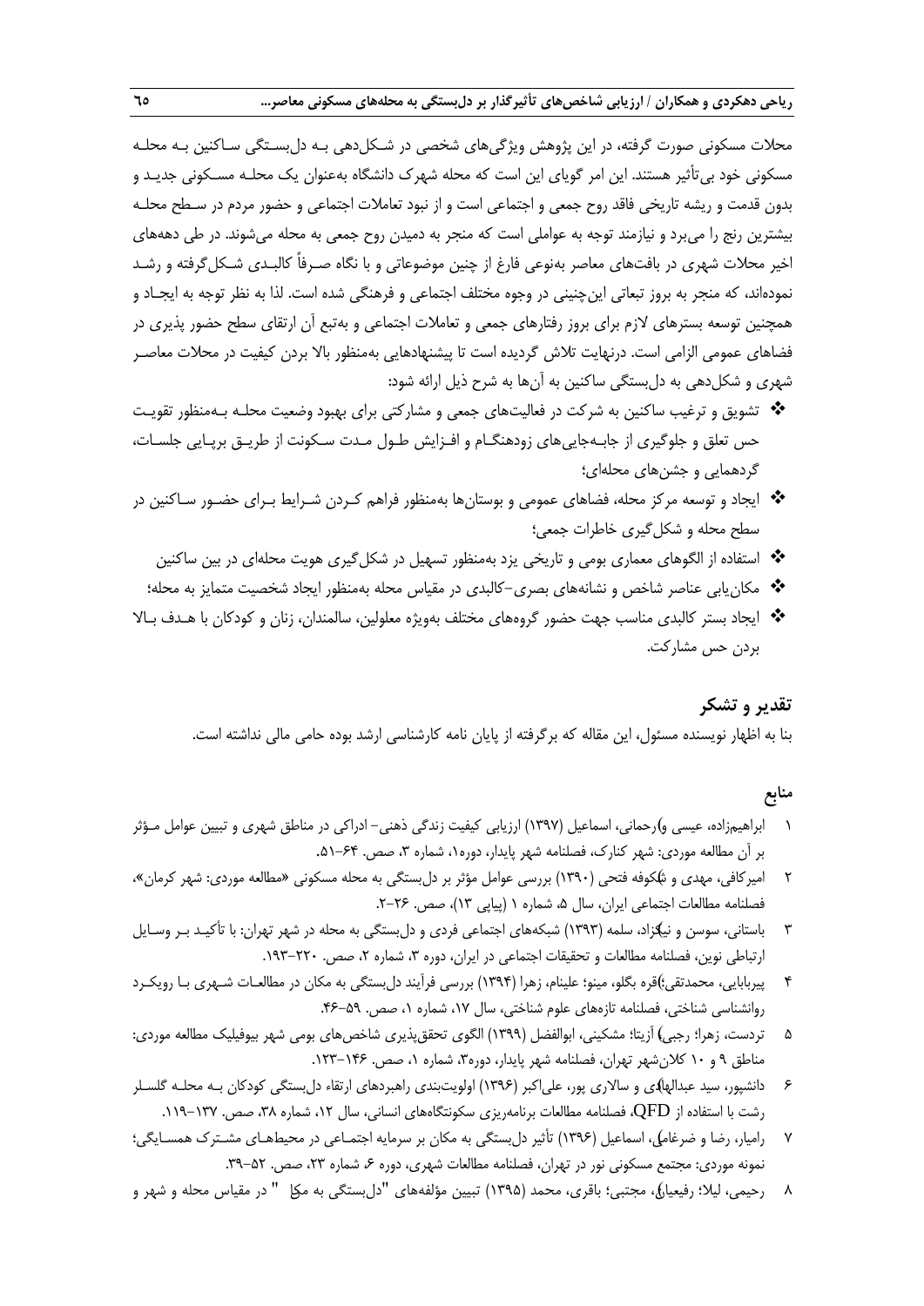محلات مسکونی صورت گرفته، در این پژوهش ویژگی‌های شخصی در شکل‌دهی به دل‌بستگی ساکنین به محله مسکونی خود بی‌تأثیر هستند. این امر گویای این است که محله شهرک دانشگاه به‌عنوان یک محله مسکونی جدید و بدون قدمت و ریشه تاریخی فاقد روح جمعی و اجتماعی است و از نبود تعاملات اجتماعی و حضور مردم در سطح محله بیشترین رنج را می‌برد و نیازمند توجه به عواملی است که منجر به دمیدن روح جمعی به محله می‌شوند. در طی دهه‌های اخیر محلات شهری در بافت‌های معاصر به‌نوعی فارغ از چنین موضوعاتی و با نگاه صرفاً کالبدی شکل‌گرفته و رشد نموده‌اند، که منجر به بروز تبعاتی این‌چنینی در وجوه مختلف اجتماعی و فرهنگی شده است. لذا به نظر توجه به ایجاد و همچنین توسعه بسترهای لازم برای بروز رفتارهای جمعی و تعاملات اجتماعی و به‌تبع آن ارتقای سطح حضور پذیری در فضاهای عمومی الزامی است. درنهایت تلاش گردیده است تا پیشنهادهایی به‌منظور بالا بردن کیفیت در محلات معاصر شهری و شکل‌دهی به دل‌بستگی ساکنین به آن‌ها به شرح ذیل ارائه شود:

- تشویق و ترغیب ساکنین به شرکت در فعالیت‌های جمعی و مشارکتی برای بهبود وضعیت محله به‌منظور تقویت حس تعلق و جلوگیری از جابه‌جایی‌های زودهنگام و افزایش طول مدت سکونت از طریق برپایی جلسات، گردهمایی و جشن‌های محله‌ای؛
- ایجاد و توسعه مرکز محله، فضاهای عمومی و بوستان‌ها به‌منظور فراهم کردن شرایط برای حضور ساکنین در سطح محله و شکل‌گیری خاطرات جمعی؛
- استفاده از الگوهای معماری بومی و تاریخی یزد به‌منظور تسهیل در شکل‌گیری هویت محله‌ای در بین ساکنین
- مکان‌یابی عناصر شاخص و نشانه‌های بصری-کالبدی در مقیاس محله به‌منظور ایجاد شخصیت متمایز به محله؛
- ایجاد بستر کالبدی مناسب جهت حضور گروه‌های مختلف به‌ویژه معلولین، سالمندان، زنان و کودکان با هدف بالا بردن حس مشارکت.

## تقدیر و تشکر

بنا به اظهار نویسنده مسئول، این مقاله که برگرفته از پایان نامه کارشناسی ارشد بوده حامی مالی نداشته است.

## منابع

1. ابراهیم‌زاده، عیسی و رحمانی، اسماعیل (۱۳۹۷) ارزیابی کیفیت زندگی ذهنی- ادراکی در مناطق شهری و تبیین عوامل مؤثر بر آن مطالعه موردی: شهر کنارک، فصلنامه شهر پایدار، دوره۱، شماره ۳، صص. ۶۴-۵۱.
2. امیرکافی، مهدی و شکوفه فتحی (۱۳۹۰) بررسی عوامل مؤثر بر دل‌بستگی به محله مسکونی «مطالعه موردی: شهر کرمان»، فصلنامه مطالعات اجتماعی ایران، سال ۵، شماره ۱ (پیاپی ۱۳)، صص. ۲۶-۲.
3. باستانی، سوسن و نیک‌زاد، سلمه (۱۳۹۳) شبکه‌های اجتماعی فردی و دل‌بستگی به محله در شهر تهران: با تأکید بر وسایل ارتباطی نوین، فصلنامه مطالعات و تحقیقات اجتماعی در ایران، دوره ۳، شماره ۲، صص. ۲۲۰-۱۹۳.
4. پیربابایی، محمدتقی؛ قره بگلو، مینو؛ علیتام، زهرا (۱۳۹۴) بررسی فرآیند دل‌بستگی به مکان در مطالعات شهری با رویکرد روانشناسی شناختی، فصلنامه تازه‌های علوم شناختی، سال ۱۷، شماره ۱، صص. ۵۹-۴۶.
5. تردست، زهرا؛ رجبی، آزیتا؛ مشکینی، ابوالفضل (۱۳۹۹) الگوی تحقق‌پذیری شاخص‌های بومی شهر بیوفیلیک مطالعه موردی: مناطق ۹ و ۱۰ کلان‌شهر تهران، فصلنامه شهر پایدار، دوره۳، شماره ۱، صص. ۱۴۶-۱۲۳.
6. دانشپور، سید عبدالهادی و سالاری پور، علی‌اکبر (۱۳۹۶) اولویت‌بندی راهبردهای ارتقاء دل‌بستگی کودکان به محله گلسار رشت با استفاده از QFD، فصلنامه مطالعات برنامه‌ریزی سکونتگاه‌های انسانی، سال ۱۲، شماره ۳۸، صص. ۱۳۷-۱۱۹.
7. رامیار، رضا و ضرغامی، اسماعیل (۱۳۹۶) تأثیر دل‌بستگی به مکان بر سرمایه اجتماعی در محیط‌های مشترک همسایگی؛ نمونه موردی: مجتمع مسکونی نور در تهران، فصلنامه مطالعات شهری، دوره ۶ شماره ۲۳، صص. ۵۲-۳۹.
8. رحیمی، لیلا؛ رفیعیان، مجتبی؛ باقری، محمد (۱۳۹۵) تبیین مؤلفه‌های "دل‌بستگی به مکان" در مقیاس محله و شهر و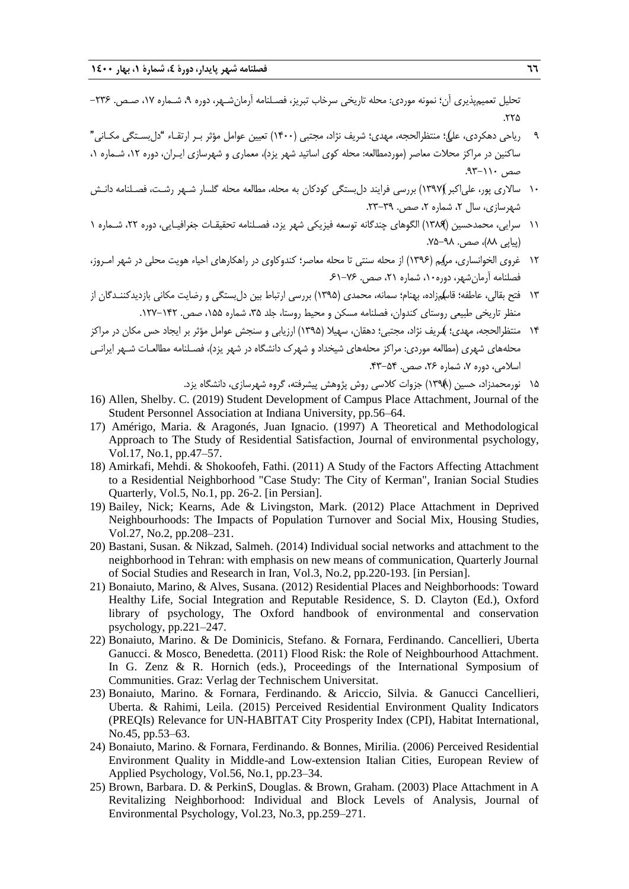تحلیل تعمیم‌پذیری آن؛ نمونه موردی: محله تاریخی سرخاب تبریز، فصلنامه آرمان‌شهر، دوره ۹، شماره ۱۷، صص. ۲۳۶–۲۲۵.

۹ ریاحی دهکردی، علی؛ منتظرالحجه، مهدی؛ شریف نژاد، مجتبی (۱۴۰۰) تعیین عوامل مؤثر بر ارتقاء "دل‌بستگی مکانی" ساکنین در مراکز محلات معاصر (موردمطالعه: محله کوی اساتید شهر یزد)، معماری و شهرسازی ایران، دوره ۱۲، شماره ۱، صص ۱۱۰–۹۳.

۱۰ سالاری پور، علی‌اکبر (۱۳۹۷) بررسی فرایند دل‌بستگی کودکان به محله، مطالعه محله گلسار شهر رشت، فصلنامه دانش شهرسازی، سال ۲، شماره ۲، صص. ۳۹–۲۳.

۱۱ سرایی، محمدحسین (۱۳۸۶) الگوهای چندگانه توسعه فیزیکی شهر یزد، فصلنامه تحقیقات جغرافیایی، دوره ۲۲، شماره ۱ (پیاپی ۸۸)، صص. ۹۸–۷۵.

۱۲ غروی الخوانساری، مریم (۱۳۹۶) از محله سنتی تا محله معاصر؛ کندوکاوی در راهکارهای احیاء هویت محلی در شهر امروز، فصلنامه آرمان‌شهر، دوره۱۰، شماره ۲۱، صص. ۷۶–۶۱.

۱۳ فتح بقالی، عاطفه؛ قاسم‌زاده، بهنام؛ سمانه، محمدی (۱۳۹۵) بررسی ارتباط بین دل‌بستگی و رضایت مکانی بازدیدکنندگان از منظر تاریخی طبیعی روستای کندوان، فصلنامه مسکن و محیط روستا، جلد ۳۵، شماره ۱۵۵، صص. ۱۴۲–۱۲۷.

۱۴ منتظرالحجه، مهدی؛ شریف نژاد، مجتبی؛ دهقان، سهیلا (۱۳۹۵) ارزیابی و سنجش عوامل مؤثر بر ایجاد حس مکان در مراکز محله‌های شهری (مطالعه موردی: مراکز محله‌های شیخداد و شهرک دانشگاه در شهر یزد)، فصلنامه مطالعات شهر ایرانی اسلامی، دوره ۷، شماره ۲۶، صص. ۵۴–۴۳.

۱۵ نورمحمدزاد، حسین (۱۳۹۸) جزوات کلاسی روش پژوهش پیشرفته، گروه شهرسازی، دانشگاه یزد.

16) Allen, Shelby. C. (2019) Student Development of Campus Place Attachment, Journal of the Student Personnel Association at Indiana University, pp.56–64.

17) Amérigo, Maria. & Aragonés, Juan Ignacio. (1997) A Theoretical and Methodological Approach to The Study of Residential Satisfaction, Journal of environmental psychology, Vol.17, No.1, pp.47–57.

18) Amirkafi, Mehdi. & Shokoofeh, Fathi. (2011) A Study of the Factors Affecting Attachment to a Residential Neighborhood "Case Study: The City of Kerman", Iranian Social Studies Quarterly, Vol.5, No.1, pp. 26-2. [in Persian].

19) Bailey, Nick; Kearns, Ade & Livingston, Mark. (2012) Place Attachment in Deprived Neighbourhoods: The Impacts of Population Turnover and Social Mix, Housing Studies, Vol.27, No.2, pp.208–231.

20) Bastani, Susan. & Nikzad, Salmeh. (2014) Individual social networks and attachment to the neighborhood in Tehran: with emphasis on new means of communication, Quarterly Journal of Social Studies and Research in Iran, Vol.3, No.2, pp.220-193. [in Persian].

21) Bonaiuto, Marino, & Alves, Susana. (2012) Residential Places and Neighborhoods: Toward Healthy Life, Social Integration and Reputable Residence, S. D. Clayton (Ed.), Oxford library of psychology, The Oxford handbook of environmental and conservation psychology, pp.221–247.

22) Bonaiuto, Marino. & De Dominicis, Stefano. & Fornara, Ferdinando. Cancellieri, Uberta Ganucci. & Mosco, Benedetta. (2011) Flood Risk: the Role of Neighbourhood Attachment. In G. Zenz & R. Hornich (eds.), Proceedings of the International Symposium of Communities. Graz: Verlag der Technischem Universitat.

23) Bonaiuto, Marino. & Fornara, Ferdinando. & Ariccio, Silvia. & Ganucci Cancellieri, Uberta. & Rahimi, Leila. (2015) Perceived Residential Environment Quality Indicators (PREQIs) Relevance for UN-HABITAT City Prosperity Index (CPI), Habitat International, No.45, pp.53–63.

24) Bonaiuto, Marino. & Fornara, Ferdinando. & Bonnes, Mirilia. (2006) Perceived Residential Environment Quality in Middle-and Low-extension Italian Cities, European Review of Applied Psychology, Vol.56, No.1, pp.23–34.

25) Brown, Barbara. D. & PerkinS, Douglas. & Brown, Graham. (2003) Place Attachment in A Revitalizing Neighborhood: Individual and Block Levels of Analysis, Journal of Environmental Psychology, Vol.23, No.3, pp.259–271.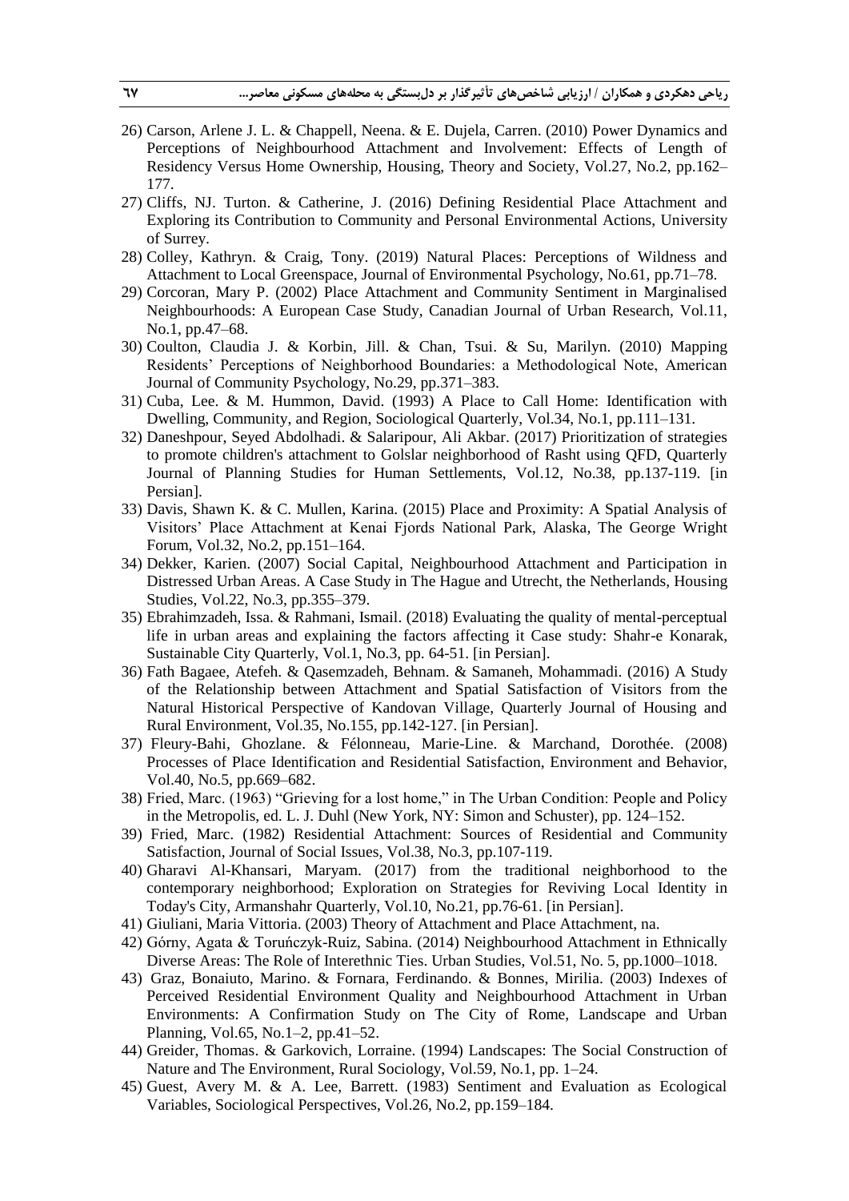26) Carson, Arlene J. L. & Chappell, Neena. & E. Dujela, Carren. (2010) Power Dynamics and Perceptions of Neighbourhood Attachment and Involvement: Effects of Length of Residency Versus Home Ownership, Housing, Theory and Society, Vol.27, No.2, pp.162–177.
27) Cliffs, NJ. Turton. & Catherine, J. (2016) Defining Residential Place Attachment and Exploring its Contribution to Community and Personal Environmental Actions, University of Surrey.
28) Colley, Kathryn. & Craig, Tony. (2019) Natural Places: Perceptions of Wildness and Attachment to Local Greenspace, Journal of Environmental Psychology, No.61, pp.71–78.
29) Corcoran, Mary P. (2002) Place Attachment and Community Sentiment in Marginalised Neighbourhoods: A European Case Study, Canadian Journal of Urban Research, Vol.11, No.1, pp.47–68.
30) Coulton, Claudia J. & Korbin, Jill. & Chan, Tsui. & Su, Marilyn. (2010) Mapping Residents' Perceptions of Neighborhood Boundaries: a Methodological Note, American Journal of Community Psychology, No.29, pp.371–383.
31) Cuba, Lee. & M. Hummon, David. (1993) A Place to Call Home: Identification with Dwelling, Community, and Region, Sociological Quarterly, Vol.34, No.1, pp.111–131.
32) Daneshpour, Seyed Abdolhadi. & Salaripour, Ali Akbar. (2017) Prioritization of strategies to promote children's attachment to Golslar neighborhood of Rasht using QFD, Quarterly Journal of Planning Studies for Human Settlements, Vol.12, No.38, pp.137-119. [in Persian].
33) Davis, Shawn K. & C. Mullen, Karina. (2015) Place and Proximity: A Spatial Analysis of Visitors' Place Attachment at Kenai Fjords National Park, Alaska, The George Wright Forum, Vol.32, No.2, pp.151–164.
34) Dekker, Karien. (2007) Social Capital, Neighbourhood Attachment and Participation in Distressed Urban Areas. A Case Study in The Hague and Utrecht, the Netherlands, Housing Studies, Vol.22, No.3, pp.355–379.
35) Ebrahimzadeh, Issa. & Rahmani, Ismail. (2018) Evaluating the quality of mental-perceptual life in urban areas and explaining the factors affecting it Case study: Shahr-e Konarak, Sustainable City Quarterly, Vol.1, No.3, pp. 64-51. [in Persian].
36) Fath Bagaee, Atefeh. & Qasemzadeh, Behnam. & Samaneh, Mohammadi. (2016) A Study of the Relationship between Attachment and Spatial Satisfaction of Visitors from the Natural Historical Perspective of Kandovan Village, Quarterly Journal of Housing and Rural Environment, Vol.35, No.155, pp.142-127. [in Persian].
37) Fleury-Bahi, Ghozlane. & Félonneau, Marie-Line. & Marchand, Dorothée. (2008) Processes of Place Identification and Residential Satisfaction, Environment and Behavior, Vol.40, No.5, pp.669–682.
38) Fried, Marc. (1963) "Grieving for a lost home," in The Urban Condition: People and Policy in the Metropolis, ed. L. J. Duhl (New York, NY: Simon and Schuster), pp. 124–152.
39) Fried, Marc. (1982) Residential Attachment: Sources of Residential and Community Satisfaction, Journal of Social Issues, Vol.38, No.3, pp.107-119.
40) Gharavi Al-Khansari, Maryam. (2017) from the traditional neighborhood to the contemporary neighborhood; Exploration on Strategies for Reviving Local Identity in Today's City, Armanshahr Quarterly, Vol.10, No.21, pp.76-61. [in Persian].
41) Giuliani, Maria Vittoria. (2003) Theory of Attachment and Place Attachment, na.
42) Górny, Agata & Toruńczyk-Ruiz, Sabina. (2014) Neighbourhood Attachment in Ethnically Diverse Areas: The Role of Interethnic Ties. Urban Studies, Vol.51, No. 5, pp.1000–1018.
43) Graz, Bonaiuto, Marino. & Fornara, Ferdinando. & Bonnes, Mirilia. (2003) Indexes of Perceived Residential Environment Quality and Neighbourhood Attachment in Urban Environments: A Confirmation Study on The City of Rome, Landscape and Urban Planning, Vol.65, No.1–2, pp.41–52.
44) Greider, Thomas. & Garkovich, Lorraine. (1994) Landscapes: The Social Construction of Nature and The Environment, Rural Sociology, Vol.59, No.1, pp. 1–24.
45) Guest, Avery M. & A. Lee, Barrett. (1983) Sentiment and Evaluation as Ecological Variables, Sociological Perspectives, Vol.26, No.2, pp.159–184.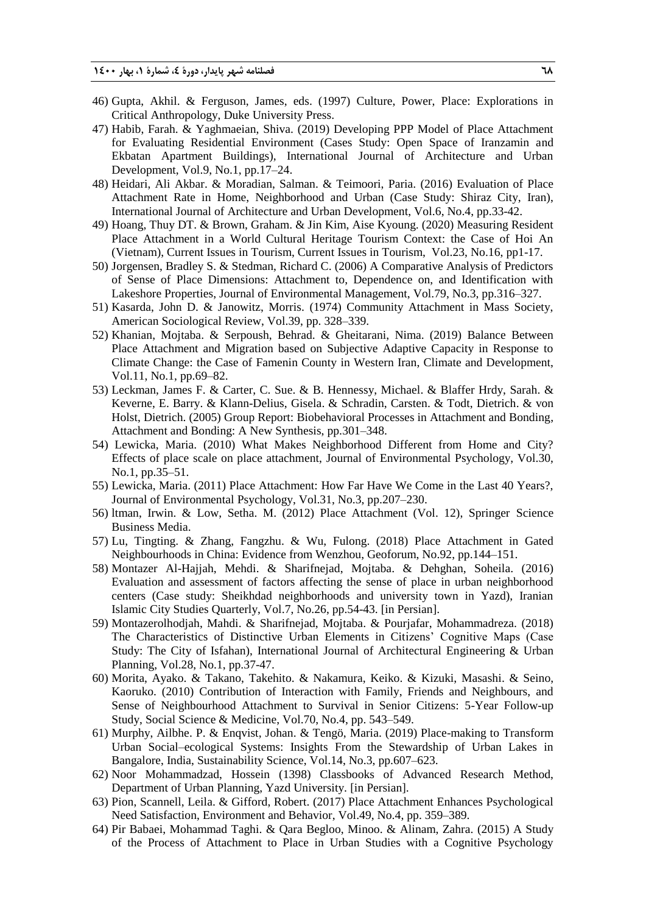46) Gupta, Akhil. & Ferguson, James, eds. (1997) Culture, Power, Place: Explorations in Critical Anthropology, Duke University Press.
47) Habib, Farah. & Yaghmaeian, Shiva. (2019) Developing PPP Model of Place Attachment for Evaluating Residential Environment (Cases Study: Open Space of Iranzamin and Ekbatan Apartment Buildings), International Journal of Architecture and Urban Development, Vol.9, No.1, pp.17–24.
48) Heidari, Ali Akbar. & Moradian, Salman. & Teimoori, Paria. (2016) Evaluation of Place Attachment Rate in Home, Neighborhood and Urban (Case Study: Shiraz City, Iran), International Journal of Architecture and Urban Development, Vol.6, No.4, pp.33-42.
49) Hoang, Thuy DT. & Brown, Graham. & Jin Kim, Aise Kyoung. (2020) Measuring Resident Place Attachment in a World Cultural Heritage Tourism Context: the Case of Hoi An (Vietnam), Current Issues in Tourism, Current Issues in Tourism, Vol.23, No.16, pp1-17.
50) Jorgensen, Bradley S. & Stedman, Richard C. (2006) A Comparative Analysis of Predictors of Sense of Place Dimensions: Attachment to, Dependence on, and Identification with Lakeshore Properties, Journal of Environmental Management, Vol.79, No.3, pp.316–327.
51) Kasarda, John D. & Janowitz, Morris. (1974) Community Attachment in Mass Society, American Sociological Review, Vol.39, pp. 328–339.
52) Khanian, Mojtaba. & Serpoush, Behrad. & Gheitarani, Nima. (2019) Balance Between Place Attachment and Migration based on Subjective Adaptive Capacity in Response to Climate Change: the Case of Famenin County in Western Iran, Climate and Development, Vol.11, No.1, pp.69–82.
53) Leckman, James F. & Carter, C. Sue. & B. Hennessy, Michael. & Blaffer Hrdy, Sarah. & Keverne, E. Barry. & Klann-Delius, Gisela. & Schradin, Carsten. & Todt, Dietrich. & von Holst, Dietrich. (2005) Group Report: Biobehavioral Processes in Attachment and Bonding, Attachment and Bonding: A New Synthesis, pp.301–348.
54) Lewicka, Maria. (2010) What Makes Neighborhood Different from Home and City? Effects of place scale on place attachment, Journal of Environmental Psychology, Vol.30, No.1, pp.35–51.
55) Lewicka, Maria. (2011) Place Attachment: How Far Have We Come in the Last 40 Years?, Journal of Environmental Psychology, Vol.31, No.3, pp.207–230.
56) ltman, Irwin. & Low, Setha. M. (2012) Place Attachment (Vol. 12), Springer Science Business Media.
57) Lu, Tingting. & Zhang, Fangzhu. & Wu, Fulong. (2018) Place Attachment in Gated Neighbourhoods in China: Evidence from Wenzhou, Geoforum, No.92, pp.144–151.
58) Montazer Al-Hajjah, Mehdi. & Sharifnejad, Mojtaba. & Dehghan, Soheila. (2016) Evaluation and assessment of factors affecting the sense of place in urban neighborhood centers (Case study: Sheikhdad neighborhoods and university town in Yazd), Iranian Islamic City Studies Quarterly, Vol.7, No.26, pp.54-43. [in Persian].
59) Montazerolhodjah, Mahdi. & Sharifnejad, Mojtaba. & Pourjafar, Mohammadreza. (2018) The Characteristics of Distinctive Urban Elements in Citizens' Cognitive Maps (Case Study: The City of Isfahan), International Journal of Architectural Engineering & Urban Planning, Vol.28, No.1, pp.37-47.
60) Morita, Ayako. & Takano, Takehito. & Nakamura, Keiko. & Kizuki, Masashi. & Seino, Kaoruko. (2010) Contribution of Interaction with Family, Friends and Neighbours, and Sense of Neighbourhood Attachment to Survival in Senior Citizens: 5-Year Follow-up Study, Social Science & Medicine, Vol.70, No.4, pp. 543–549.
61) Murphy, Ailbhe. P. & Enqvist, Johan. & Tengö, Maria. (2019) Place-making to Transform Urban Social–ecological Systems: Insights From the Stewardship of Urban Lakes in Bangalore, India, Sustainability Science, Vol.14, No.3, pp.607–623.
62) Noor Mohammadzad, Hossein (1398) Classbooks of Advanced Research Method, Department of Urban Planning, Yazd University. [in Persian].
63) Pion, Scannell, Leila. & Gifford, Robert. (2017) Place Attachment Enhances Psychological Need Satisfaction, Environment and Behavior, Vol.49, No.4, pp. 359–389.
64) Pir Babaei, Mohammad Taghi. & Qara Begloo, Minoo. & Alinam, Zahra. (2015) A Study of the Process of Attachment to Place in Urban Studies with a Cognitive Psychology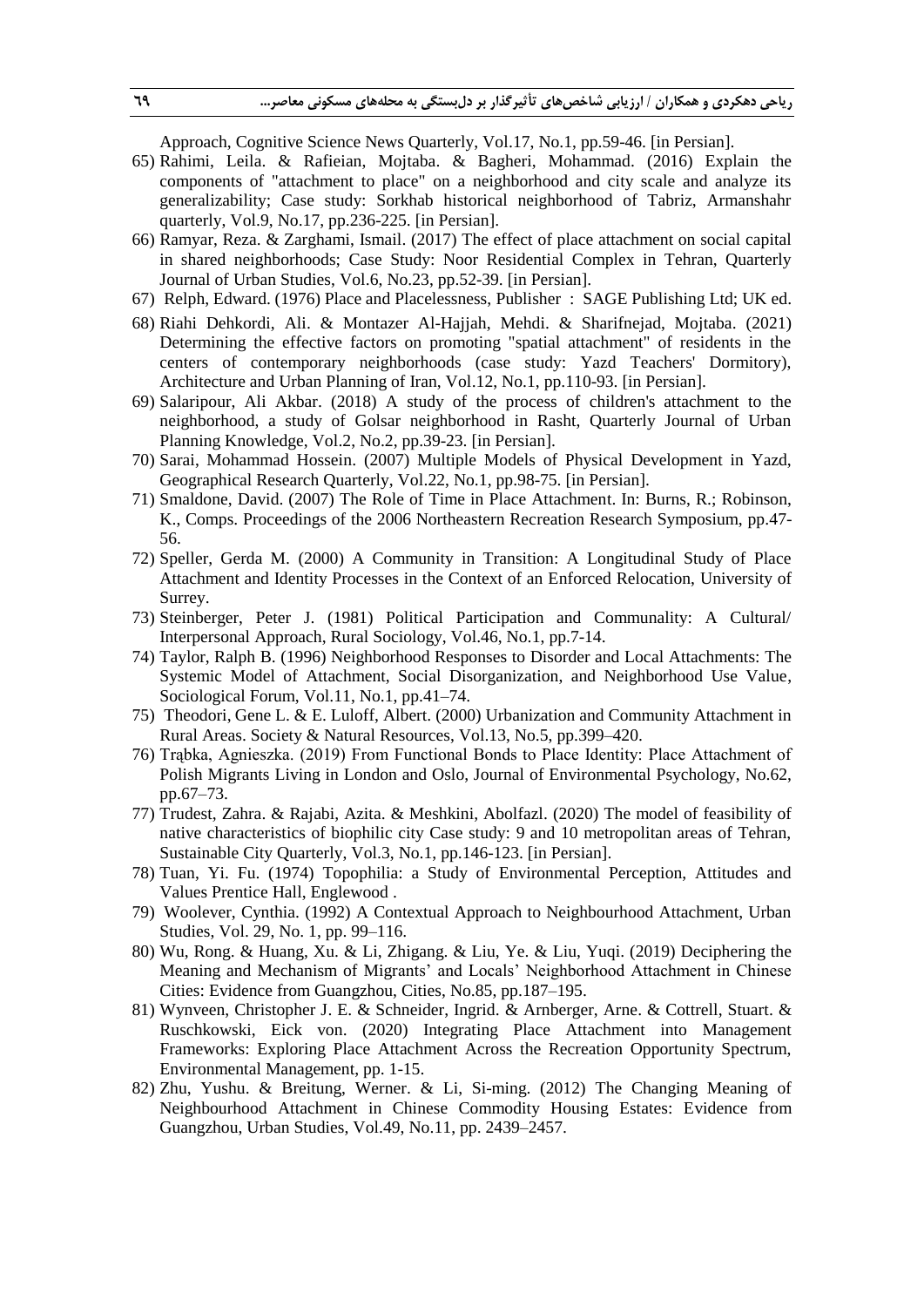Approach, Cognitive Science News Quarterly, Vol.17, No.1, pp.59-46. [in Persian].

65) Rahimi, Leila. & Rafieian, Mojtaba. & Bagheri, Mohammad. (2016) Explain the components of "attachment to place" on a neighborhood and city scale and analyze its generalizability; Case study: Sorkhab historical neighborhood of Tabriz, Armanshahr quarterly, Vol.9, No.17, pp.236-225. [in Persian].

66) Ramyar, Reza. & Zarghami, Ismail. (2017) The effect of place attachment on social capital in shared neighborhoods; Case Study: Noor Residential Complex in Tehran, Quarterly Journal of Urban Studies, Vol.6, No.23, pp.52-39. [in Persian].

67) Relph, Edward. (1976) Place and Placelessness, Publisher : SAGE Publishing Ltd; UK ed.

68) Riahi Dehkordi, Ali. & Montazer Al-Hajjah, Mehdi. & Sharifnejad, Mojtaba. (2021) Determining the effective factors on promoting "spatial attachment" of residents in the centers of contemporary neighborhoods (case study: Yazd Teachers' Dormitory), Architecture and Urban Planning of Iran, Vol.12, No.1, pp.110-93. [in Persian].

69) Salaripour, Ali Akbar. (2018) A study of the process of children's attachment to the neighborhood, a study of Golsar neighborhood in Rasht, Quarterly Journal of Urban Planning Knowledge, Vol.2, No.2, pp.39-23. [in Persian].

70) Sarai, Mohammad Hossein. (2007) Multiple Models of Physical Development in Yazd, Geographical Research Quarterly, Vol.22, No.1, pp.98-75. [in Persian].

71) Smaldone, David. (2007) The Role of Time in Place Attachment. In: Burns, R.; Robinson, K., Comps. Proceedings of the 2006 Northeastern Recreation Research Symposium, pp.47-56.

72) Speller, Gerda M. (2000) A Community in Transition: A Longitudinal Study of Place Attachment and Identity Processes in the Context of an Enforced Relocation, University of Surrey.

73) Steinberger, Peter J. (1981) Political Participation and Communality: A Cultural/ Interpersonal Approach, Rural Sociology, Vol.46, No.1, pp.7-14.

74) Taylor, Ralph B. (1996) Neighborhood Responses to Disorder and Local Attachments: The Systemic Model of Attachment, Social Disorganization, and Neighborhood Use Value, Sociological Forum, Vol.11, No.1, pp.41–74.

75) Theodori, Gene L. & E. Luloff, Albert. (2000) Urbanization and Community Attachment in Rural Areas. Society & Natural Resources, Vol.13, No.5, pp.399–420.

76) Trąbka, Agnieszka. (2019) From Functional Bonds to Place Identity: Place Attachment of Polish Migrants Living in London and Oslo, Journal of Environmental Psychology, No.62, pp.67–73.

77) Trudest, Zahra. & Rajabi, Azita. & Meshkini, Abolfazl. (2020) The model of feasibility of native characteristics of biophilic city Case study: 9 and 10 metropolitan areas of Tehran, Sustainable City Quarterly, Vol.3, No.1, pp.146-123. [in Persian].

78) Tuan, Yi. Fu. (1974) Topophilia: a Study of Environmental Perception, Attitudes and Values Prentice Hall, Englewood .

79) Woolever, Cynthia. (1992) A Contextual Approach to Neighbourhood Attachment, Urban Studies, Vol. 29, No. 1, pp. 99–116.

80) Wu, Rong. & Huang, Xu. & Li, Zhigang. & Liu, Ye. & Liu, Yuqi. (2019) Deciphering the Meaning and Mechanism of Migrants' and Locals' Neighborhood Attachment in Chinese Cities: Evidence from Guangzhou, Cities, No.85, pp.187–195.

81) Wynveen, Christopher J. E. & Schneider, Ingrid. & Arnberger, Arne. & Cottrell, Stuart. & Ruschkowski, Eick von. (2020) Integrating Place Attachment into Management Frameworks: Exploring Place Attachment Across the Recreation Opportunity Spectrum, Environmental Management, pp. 1-15.

82) Zhu, Yushu. & Breitung, Werner. & Li, Si-ming. (2012) The Changing Meaning of Neighbourhood Attachment in Chinese Commodity Housing Estates: Evidence from Guangzhou, Urban Studies, Vol.49, No.11, pp. 2439–2457.